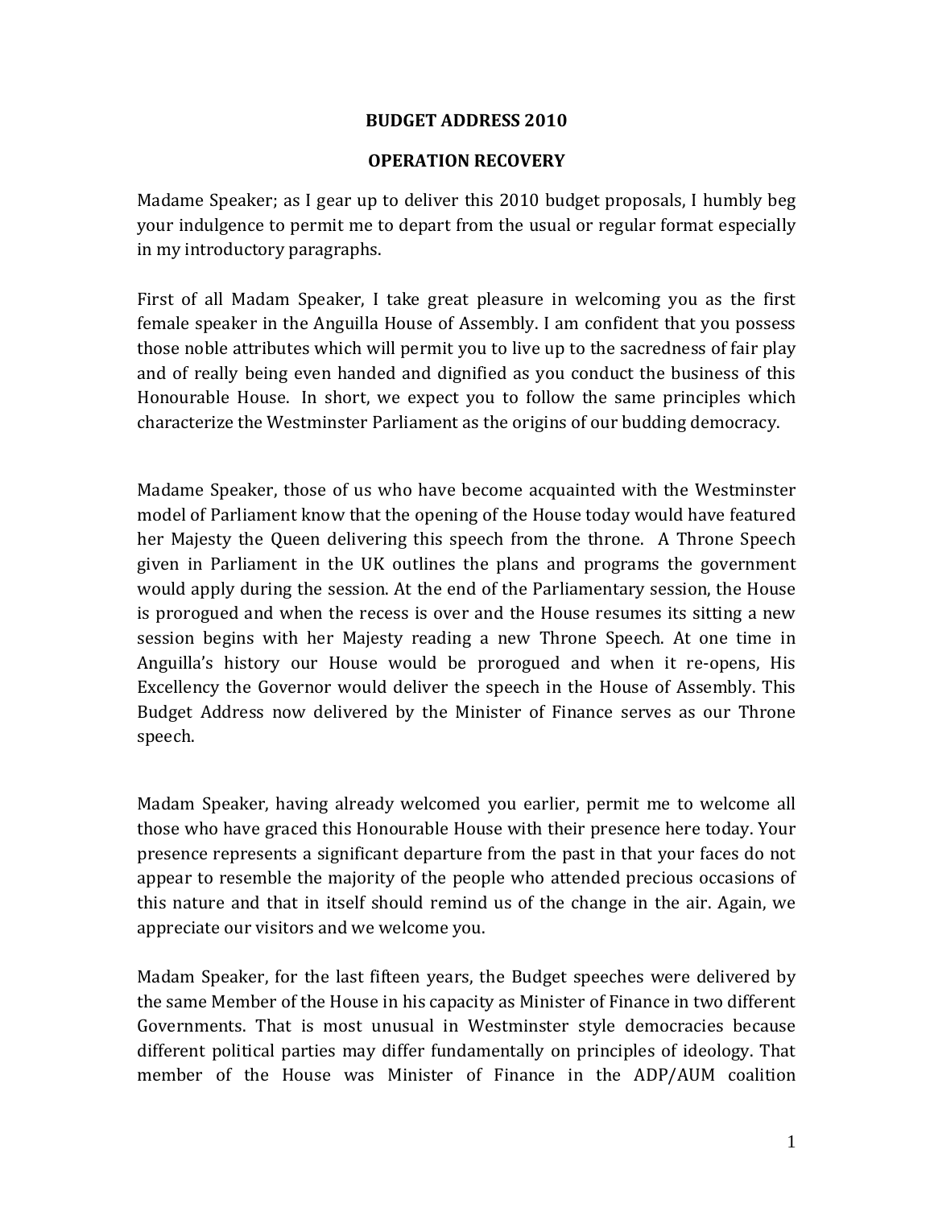# BUDGET ADDRESS 2010

## OPERATION RECOVERY

Madame Speaker; as I gear up to deliver this 2010 budget proposals, I humbly beg your indulgence to permit me to depart from the usual or regular format especially in my introductory paragraphs.

First of all Madam Speaker, I take great pleasure in welcoming you as the first female speaker in the Anguilla House of Assembly. I am confident that you possess those noble attributes which will permit you to live up to the sacredness of fair play and of really being even handed and dignified as you conduct the business of this Honourable House. In short, we expect you to follow the same principles which characterize the Westminster Parliament as the origins of our budding democracy.

Madame Speaker, those of us who have become acquainted with the Westminster model of Parliament know that the opening of the House today would have featured her Majesty the Queen delivering this speech from the throne. A Throne Speech given in Parliament in the UK outlines the plans and programs the government would apply during the session. At the end of the Parliamentary session, the House is prorogued and when the recess is over and the House resumes its sitting a new session begins with her Majesty reading a new Throne Speech. At one time in Anguilla's history our House would be prorogued and when it re-opens, His Excellency the Governor would deliver the speech in the House of Assembly. This Budget Address now delivered by the Minister of Finance serves as our Throne speech.

Madam Speaker, having already welcomed you earlier, permit me to welcome all those who have graced this Honourable House with their presence here today. Your presence represents a significant departure from the past in that your faces do not appear to resemble the majority of the people who attended precious occasions of this nature and that in itself should remind us of the change in the air. Again, we appreciate our visitors and we welcome you.

Madam Speaker, for the last fifteen years, the Budget speeches were delivered by the same Member of the House in his capacity as Minister of Finance in two different Governments. That is most unusual in Westminster style democracies because different political parties may differ fundamentally on principles of ideology. That member of the House was Minister of Finance in the ADP/AUM coalition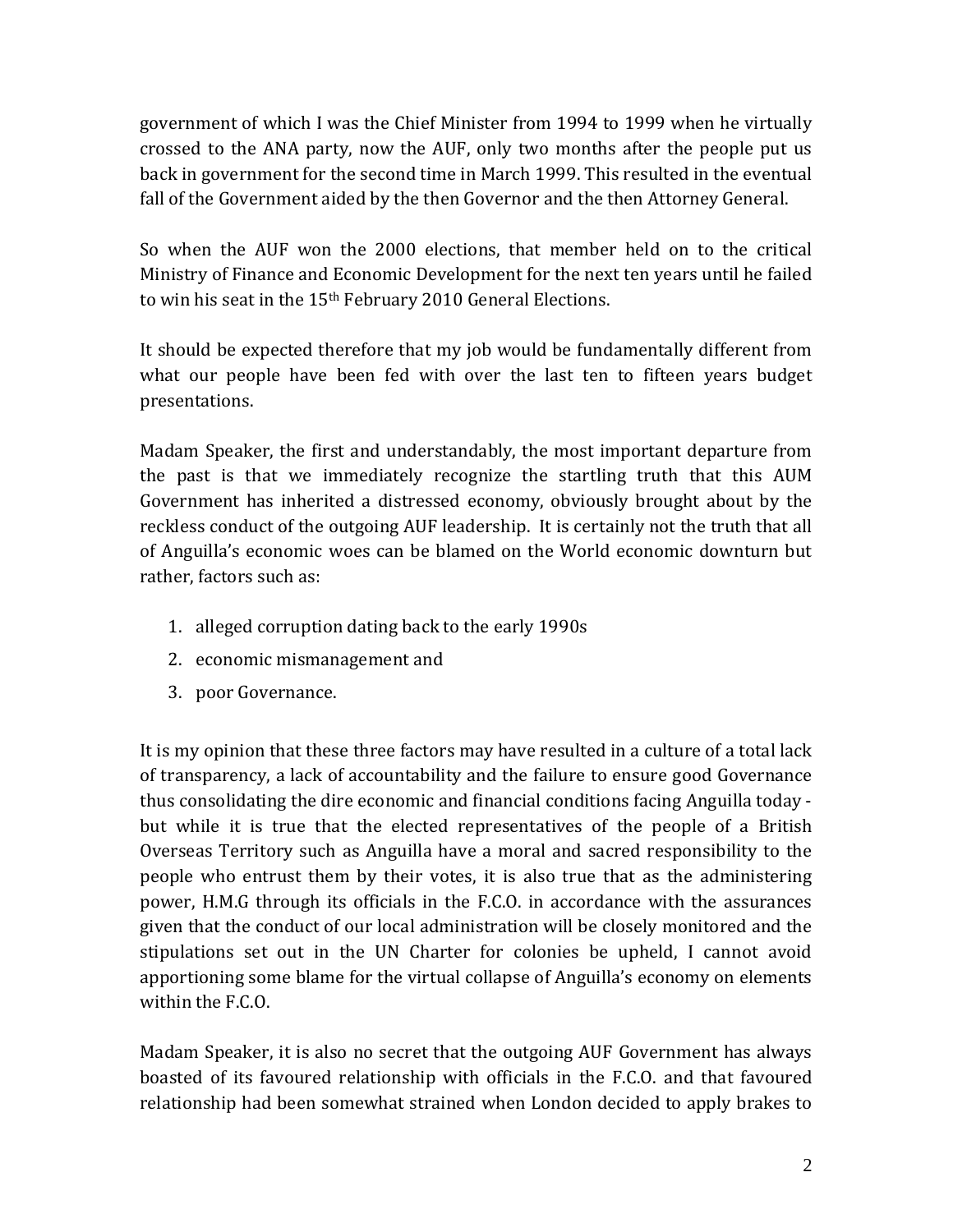government of which I was the Chief Minister from 1994 to 1999 when he virtually crossed to the ANA party, now the AUF, only two months after the people put us back in government for the second time in March 1999. This resulted in the eventual fall of the Government aided by the then Governor and the then Attorney General.

So when the AUF won the 2000 elections, that member held on to the critical Ministry of Finance and Economic Development for the next ten years until he failed to win his seat in the 15th February 2010 General Elections.

It should be expected therefore that my job would be fundamentally different from what our people have been fed with over the last ten to fifteen years budget presentations.

Madam Speaker, the first and understandably, the most important departure from the past is that we immediately recognize the startling truth that this AUM Government has inherited a distressed economy, obviously brought about by the reckless conduct of the outgoing AUF leadership. It is certainly not the truth that all of Anguilla's economic woes can be blamed on the World economic downturn but rather, factors such as:

1. alleged corruption dating back to the early 1990s
2. economic mismanagement and
3. poor Governance.

It is my opinion that these three factors may have resulted in a culture of a total lack of transparency, a lack of accountability and the failure to ensure good Governance thus consolidating the dire economic and financial conditions facing Anguilla today - but while it is true that the elected representatives of the people of a British Overseas Territory such as Anguilla have a moral and sacred responsibility to the people who entrust them by their votes, it is also true that as the administering power, H.M.G through its officials in the F.C.O. in accordance with the assurances given that the conduct of our local administration will be closely monitored and the stipulations set out in the UN Charter for colonies be upheld, I cannot avoid apportioning some blame for the virtual collapse of Anguilla's economy on elements within the F.C.O.

Madam Speaker, it is also no secret that the outgoing AUF Government has always boasted of its favoured relationship with officials in the F.C.O. and that favoured relationship had been somewhat strained when London decided to apply brakes to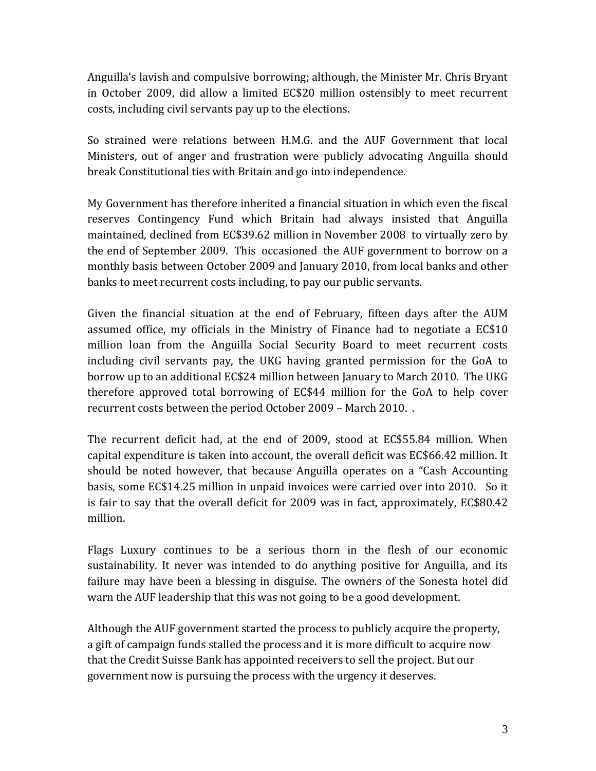Anguilla's lavish and compulsive borrowing; although, the Minister Mr. Chris Bryant in October 2009, did allow a limited EC$20 million ostensibly to meet recurrent costs, including civil servants pay up to the elections.

So strained were relations between H.M.G. and the AUF Government that local Ministers, out of anger and frustration were publicly advocating Anguilla should break Constitutional ties with Britain and go into independence.

My Government has therefore inherited a financial situation in which even the fiscal reserves Contingency Fund which Britain had always insisted that Anguilla maintained, declined from EC$39.62 million in November 2008 to virtually zero by the end of September 2009. This occasioned the AUF government to borrow on a monthly basis between October 2009 and January 2010, from local banks and other banks to meet recurrent costs including, to pay our public servants.

Given the financial situation at the end of February, fifteen days after the AUM assumed office, my officials in the Ministry of Finance had to negotiate a EC$10 million loan from the Anguilla Social Security Board to meet recurrent costs including civil servants pay, the UKG having granted permission for the GoA to borrow up to an additional EC$24 million between January to March 2010. The UKG therefore approved total borrowing of EC$44 million for the GoA to help cover recurrent costs between the period October 2009 – March 2010. .

The recurrent deficit had, at the end of 2009, stood at EC$55.84 million. When capital expenditure is taken into account, the overall deficit was EC$66.42 million. It should be noted however, that because Anguilla operates on a "Cash Accounting basis, some EC$14.25 million in unpaid invoices were carried over into 2010. So it is fair to say that the overall deficit for 2009 was in fact, approximately, EC$80.42 million.

Flags Luxury continues to be a serious thorn in the flesh of our economic sustainability. It never was intended to do anything positive for Anguilla, and its failure may have been a blessing in disguise. The owners of the Sonesta hotel did warn the AUF leadership that this was not going to be a good development.

Although the AUF government started the process to publicly acquire the property, a gift of campaign funds stalled the process and it is more difficult to acquire now that the Credit Suisse Bank has appointed receivers to sell the project. But our government now is pursuing the process with the urgency it deserves.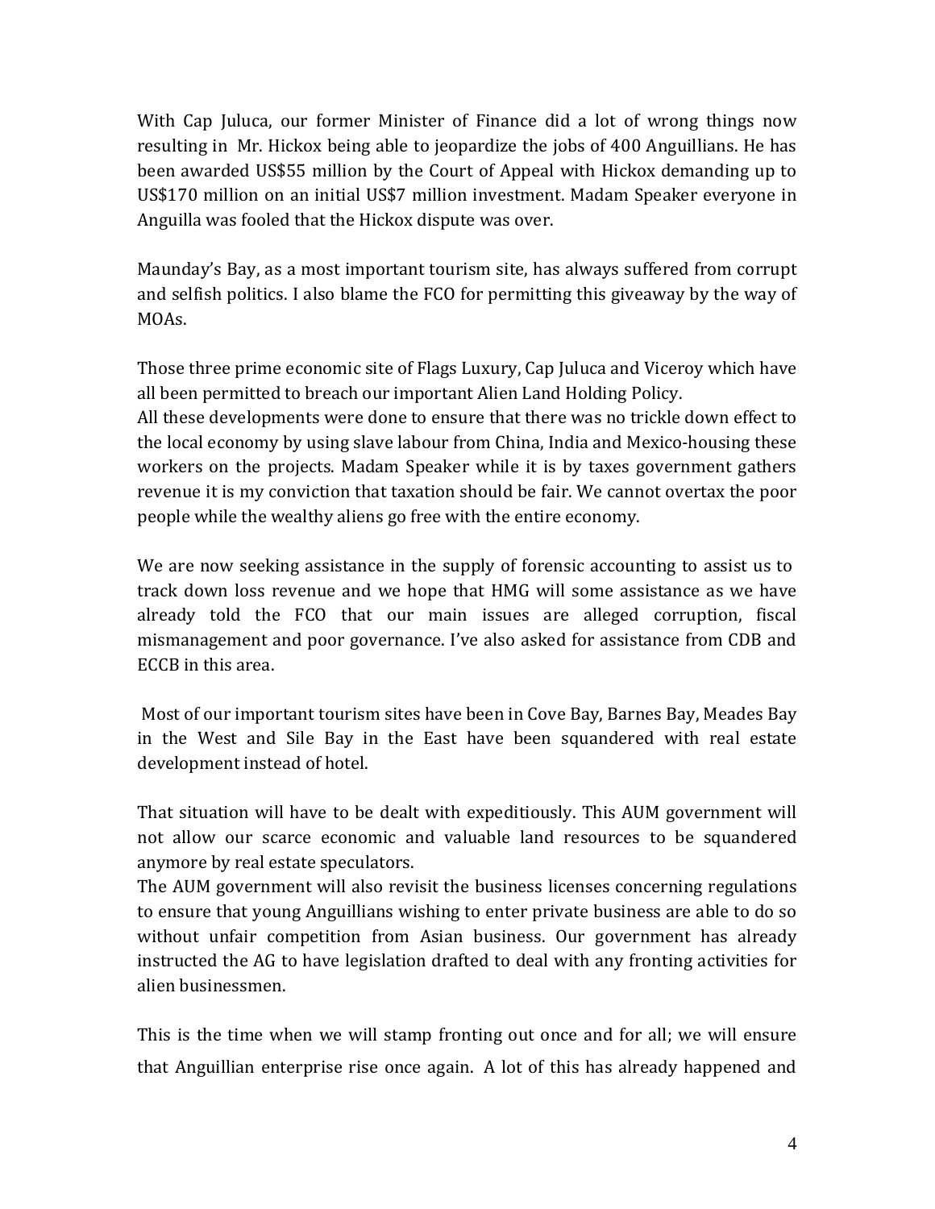With Cap Juluca, our former Minister of Finance did a lot of wrong things now resulting in Mr. Hickox being able to jeopardize the jobs of 400 Anguillians. He has been awarded US$55 million by the Court of Appeal with Hickox demanding up to US$170 million on an initial US$7 million investment. Madam Speaker everyone in Anguilla was fooled that the Hickox dispute was over.

Maunday's Bay, as a most important tourism site, has always suffered from corrupt and selfish politics. I also blame the FCO for permitting this giveaway by the way of MOAs.

Those three prime economic site of Flags Luxury, Cap Juluca and Viceroy which have all been permitted to breach our important Alien Land Holding Policy.
All these developments were done to ensure that there was no trickle down effect to the local economy by using slave labour from China, India and Mexico-housing these workers on the projects. Madam Speaker while it is by taxes government gathers revenue it is my conviction that taxation should be fair. We cannot overtax the poor people while the wealthy aliens go free with the entire economy.

We are now seeking assistance in the supply of forensic accounting to assist us to track down loss revenue and we hope that HMG will some assistance as we have already told the FCO that our main issues are alleged corruption, fiscal mismanagement and poor governance. I've also asked for assistance from CDB and ECCB in this area.

Most of our important tourism sites have been in Cove Bay, Barnes Bay, Meades Bay in the West and Sile Bay in the East have been squandered with real estate development instead of hotel.

That situation will have to be dealt with expeditiously. This AUM government will not allow our scarce economic and valuable land resources to be squandered anymore by real estate speculators.
The AUM government will also revisit the business licenses concerning regulations to ensure that young Anguillians wishing to enter private business are able to do so without unfair competition from Asian business. Our government has already instructed the AG to have legislation drafted to deal with any fronting activities for alien businessmen.

This is the time when we will stamp fronting out once and for all; we will ensure that Anguillian enterprise rise once again. A lot of this has already happened and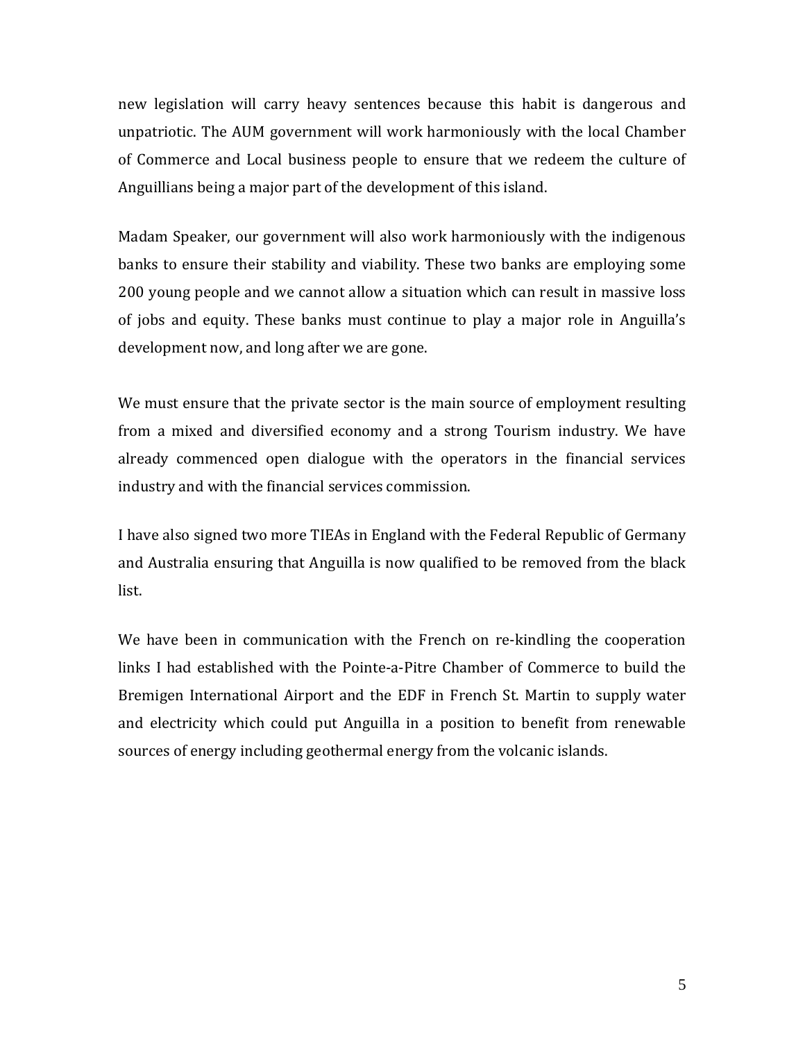new legislation will carry heavy sentences because this habit is dangerous and unpatriotic. The AUM government will work harmoniously with the local Chamber of Commerce and Local business people to ensure that we redeem the culture of Anguillians being a major part of the development of this island.

Madam Speaker, our government will also work harmoniously with the indigenous banks to ensure their stability and viability. These two banks are employing some 200 young people and we cannot allow a situation which can result in massive loss of jobs and equity. These banks must continue to play a major role in Anguilla's development now, and long after we are gone.

We must ensure that the private sector is the main source of employment resulting from a mixed and diversified economy and a strong Tourism industry. We have already commenced open dialogue with the operators in the financial services industry and with the financial services commission.

I have also signed two more TIEAs in England with the Federal Republic of Germany and Australia ensuring that Anguilla is now qualified to be removed from the black list.

We have been in communication with the French on re-kindling the cooperation links I had established with the Pointe-a-Pitre Chamber of Commerce to build the Bremigen International Airport and the EDF in French St. Martin to supply water and electricity which could put Anguilla in a position to benefit from renewable sources of energy including geothermal energy from the volcanic islands.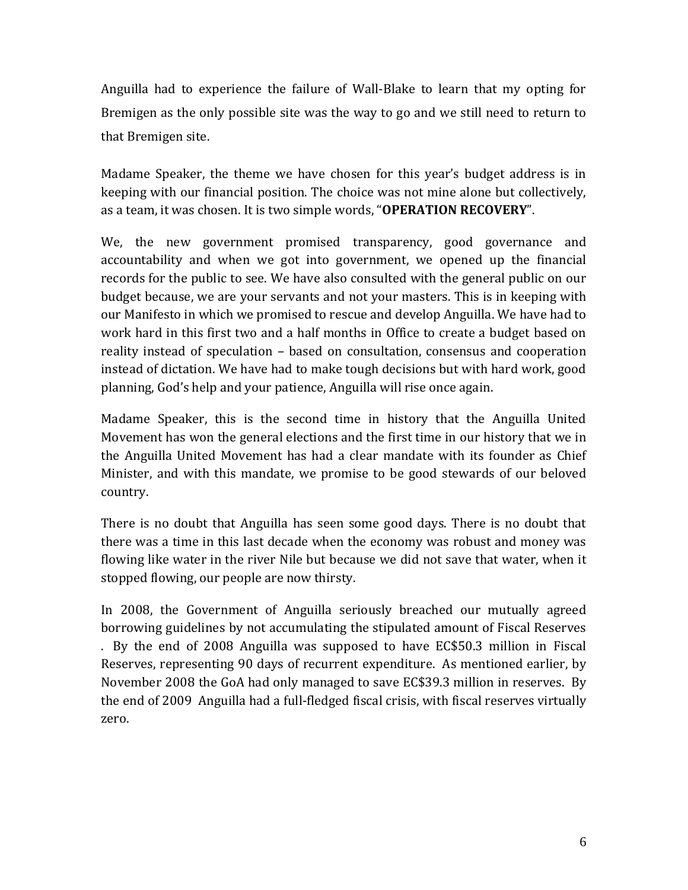Anguilla had to experience the failure of Wall-Blake to learn that my opting for Bremigen as the only possible site was the way to go and we still need to return to that Bremigen site.

Madame Speaker, the theme we have chosen for this year's budget address is in keeping with our financial position. The choice was not mine alone but collectively, as a team, it was chosen. It is two simple words, "**OPERATION RECOVERY**".

We, the new government promised transparency, good governance and accountability and when we got into government, we opened up the financial records for the public to see. We have also consulted with the general public on our budget because, we are your servants and not your masters. This is in keeping with our Manifesto in which we promised to rescue and develop Anguilla. We have had to work hard in this first two and a half months in Office to create a budget based on reality instead of speculation – based on consultation, consensus and cooperation instead of dictation. We have had to make tough decisions but with hard work, good planning, God's help and your patience, Anguilla will rise once again.

Madame Speaker, this is the second time in history that the Anguilla United Movement has won the general elections and the first time in our history that we in the Anguilla United Movement has had a clear mandate with its founder as Chief Minister, and with this mandate, we promise to be good stewards of our beloved country.

There is no doubt that Anguilla has seen some good days. There is no doubt that there was a time in this last decade when the economy was robust and money was flowing like water in the river Nile but because we did not save that water, when it stopped flowing, our people are now thirsty.

In 2008, the Government of Anguilla seriously breached our mutually agreed borrowing guidelines by not accumulating the stipulated amount of Fiscal Reserves . By the end of 2008 Anguilla was supposed to have EC$50.3 million in Fiscal Reserves, representing 90 days of recurrent expenditure. As mentioned earlier, by November 2008 the GoA had only managed to save EC$39.3 million in reserves. By the end of 2009 Anguilla had a full-fledged fiscal crisis, with fiscal reserves virtually zero.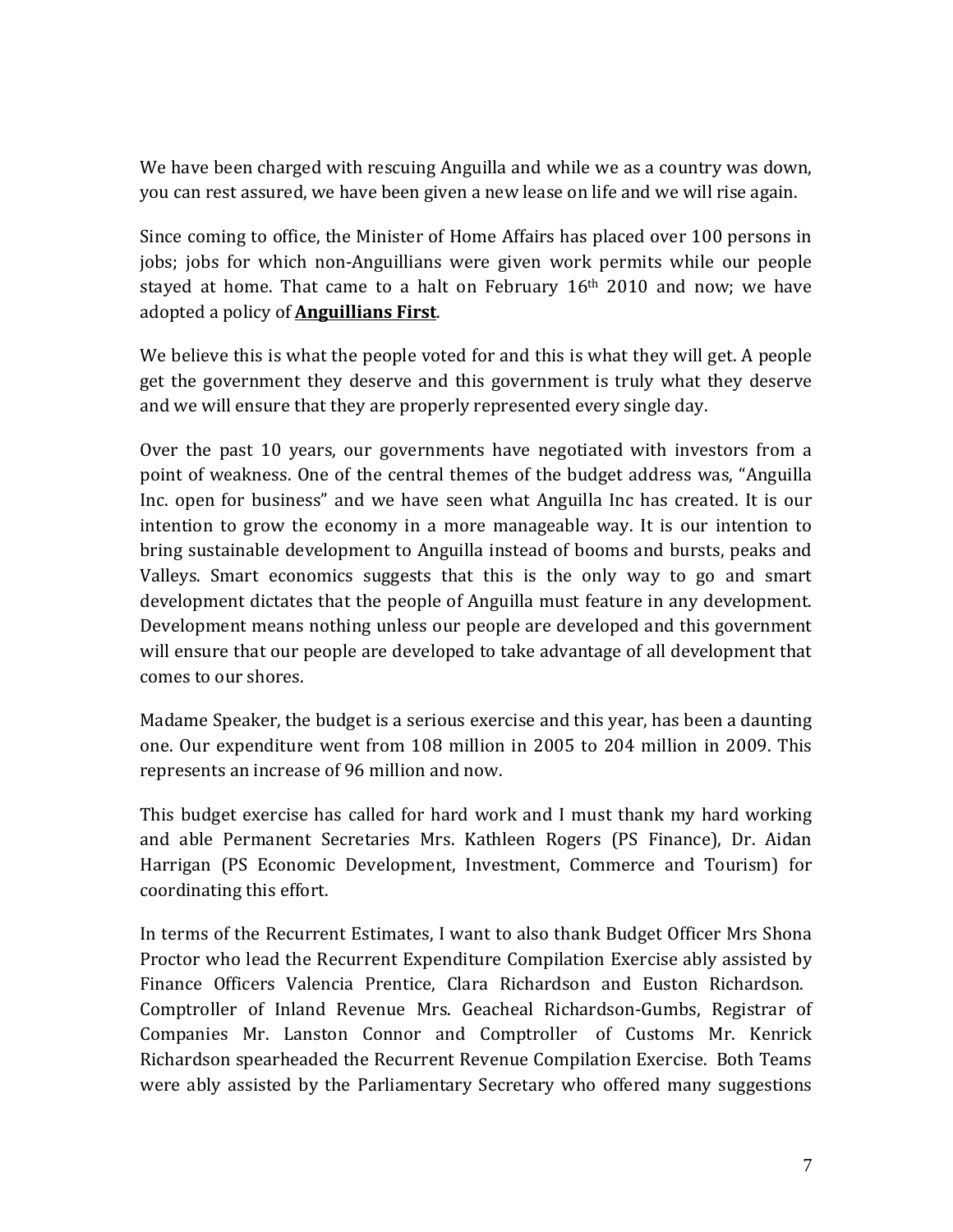We have been charged with rescuing Anguilla and while we as a country was down, you can rest assured, we have been given a new lease on life and we will rise again.

Since coming to office, the Minister of Home Affairs has placed over 100 persons in jobs; jobs for which non-Anguillians were given work permits while our people stayed at home. That came to a halt on February 16th 2010 and now; we have adopted a policy of **Anguillians First**.

We believe this is what the people voted for and this is what they will get. A people get the government they deserve and this government is truly what they deserve and we will ensure that they are properly represented every single day.

Over the past 10 years, our governments have negotiated with investors from a point of weakness. One of the central themes of the budget address was, "Anguilla Inc. open for business" and we have seen what Anguilla Inc has created. It is our intention to grow the economy in a more manageable way. It is our intention to bring sustainable development to Anguilla instead of booms and bursts, peaks and Valleys. Smart economics suggests that this is the only way to go and smart development dictates that the people of Anguilla must feature in any development. Development means nothing unless our people are developed and this government will ensure that our people are developed to take advantage of all development that comes to our shores.

Madame Speaker, the budget is a serious exercise and this year, has been a daunting one. Our expenditure went from 108 million in 2005 to 204 million in 2009. This represents an increase of 96 million and now.

This budget exercise has called for hard work and I must thank my hard working and able Permanent Secretaries Mrs. Kathleen Rogers (PS Finance), Dr. Aidan Harrigan (PS Economic Development, Investment, Commerce and Tourism) for coordinating this effort.

In terms of the Recurrent Estimates, I want to also thank Budget Officer Mrs Shona Proctor who lead the Recurrent Expenditure Compilation Exercise ably assisted by Finance Officers Valencia Prentice, Clara Richardson and Euston Richardson. Comptroller of Inland Revenue Mrs. Geacheal Richardson-Gumbs, Registrar of Companies Mr. Lanston Connor and Comptroller of Customs Mr. Kenrick Richardson spearheaded the Recurrent Revenue Compilation Exercise. Both Teams were ably assisted by the Parliamentary Secretary who offered many suggestions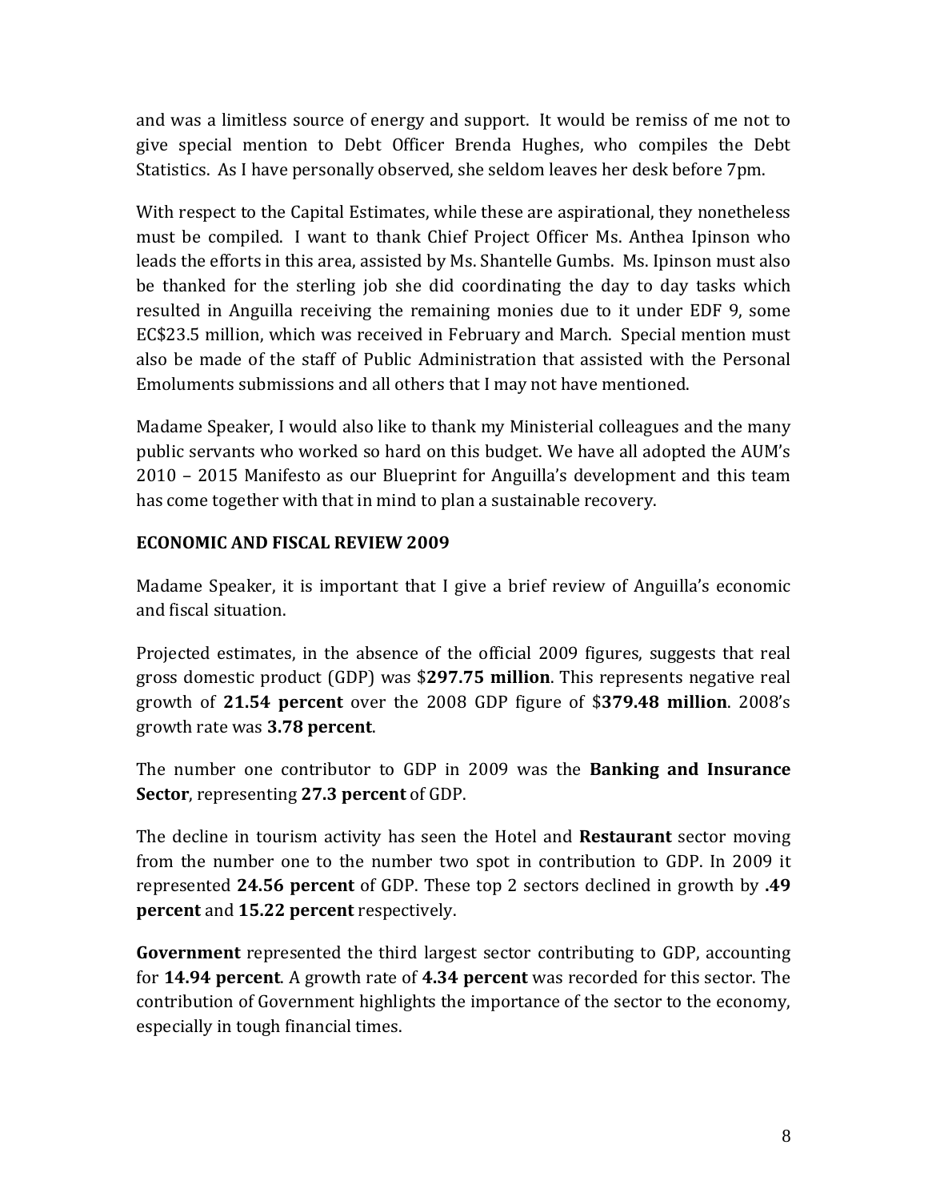and was a limitless source of energy and support. It would be remiss of me not to give special mention to Debt Officer Brenda Hughes, who compiles the Debt Statistics. As I have personally observed, she seldom leaves her desk before 7pm.

With respect to the Capital Estimates, while these are aspirational, they nonetheless must be compiled. I want to thank Chief Project Officer Ms. Anthea Ipinson who leads the efforts in this area, assisted by Ms. Shantelle Gumbs. Ms. Ipinson must also be thanked for the sterling job she did coordinating the day to day tasks which resulted in Anguilla receiving the remaining monies due to it under EDF 9, some EC$23.5 million, which was received in February and March. Special mention must also be made of the staff of Public Administration that assisted with the Personal Emoluments submissions and all others that I may not have mentioned.

Madame Speaker, I would also like to thank my Ministerial colleagues and the many public servants who worked so hard on this budget. We have all adopted the AUM's 2010 – 2015 Manifesto as our Blueprint for Anguilla's development and this team has come together with that in mind to plan a sustainable recovery.

**ECONOMIC AND FISCAL REVIEW 2009**

Madame Speaker, it is important that I give a brief review of Anguilla's economic and fiscal situation.

Projected estimates, in the absence of the official 2009 figures, suggests that real gross domestic product (GDP) was $**297.75 million**. This represents negative real growth of **21.54 percent** over the 2008 GDP figure of $**379.48 million**. 2008's growth rate was **3.78 percent**.

The number one contributor to GDP in 2009 was the **Banking and Insurance Sector**, representing **27.3 percent** of GDP.

The decline in tourism activity has seen the Hotel and **Restaurant** sector moving from the number one to the number two spot in contribution to GDP. In 2009 it represented **24.56 percent** of GDP. These top 2 sectors declined in growth by **.49 percent** and **15.22 percent** respectively.

**Government** represented the third largest sector contributing to GDP, accounting for **14.94 percent**. A growth rate of **4.34 percent** was recorded for this sector. The contribution of Government highlights the importance of the sector to the economy, especially in tough financial times.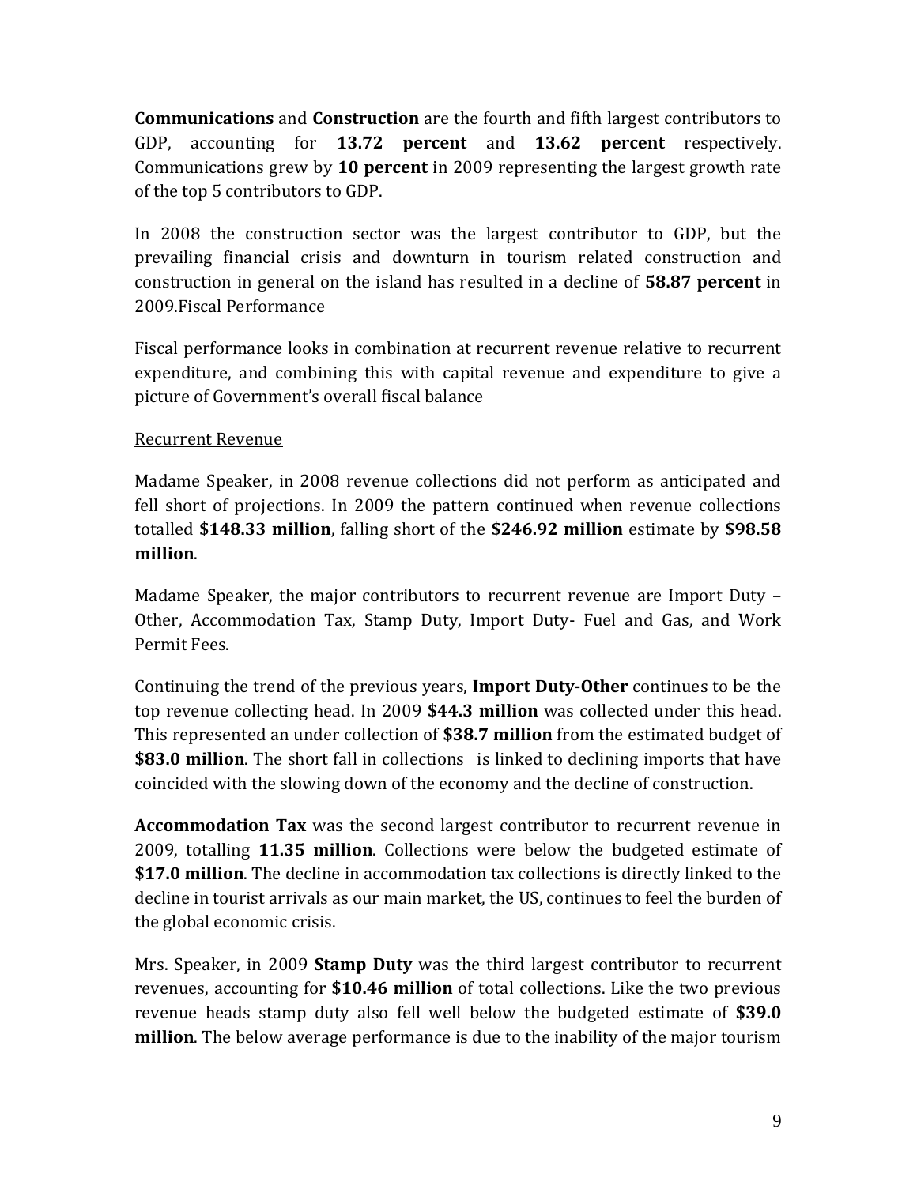**Communications** and **Construction** are the fourth and fifth largest contributors to GDP, accounting for **13.72 percent** and **13.62 percent** respectively. Communications grew by **10 percent** in 2009 representing the largest growth rate of the top 5 contributors to GDP.

In 2008 the construction sector was the largest contributor to GDP, but the prevailing financial crisis and downturn in tourism related construction and construction in general on the island has resulted in a decline of **58.87 percent** in 2009.

## Fiscal Performance

Fiscal performance looks in combination at recurrent revenue relative to recurrent expenditure, and combining this with capital revenue and expenditure to give a picture of Government's overall fiscal balance

### Recurrent Revenue

Madame Speaker, in 2008 revenue collections did not perform as anticipated and fell short of projections. In 2009 the pattern continued when revenue collections totalled **$148.33 million**, falling short of the **$246.92 million** estimate by **$98.58 million**.

Madame Speaker, the major contributors to recurrent revenue are Import Duty – Other, Accommodation Tax, Stamp Duty, Import Duty- Fuel and Gas, and Work Permit Fees.

Continuing the trend of the previous years, **Import Duty-Other** continues to be the top revenue collecting head. In 2009 **$44.3 million** was collected under this head. This represented an under collection of **$38.7 million** from the estimated budget of **$83.0 million**. The short fall in collections is linked to declining imports that have coincided with the slowing down of the economy and the decline of construction.

**Accommodation Tax** was the second largest contributor to recurrent revenue in 2009, totalling **11.35 million**. Collections were below the budgeted estimate of **$17.0 million**. The decline in accommodation tax collections is directly linked to the decline in tourist arrivals as our main market, the US, continues to feel the burden of the global economic crisis.

Mrs. Speaker, in 2009 **Stamp Duty** was the third largest contributor to recurrent revenues, accounting for **$10.46 million** of total collections. Like the two previous revenue heads stamp duty also fell well below the budgeted estimate of **$39.0 million**. The below average performance is due to the inability of the major tourism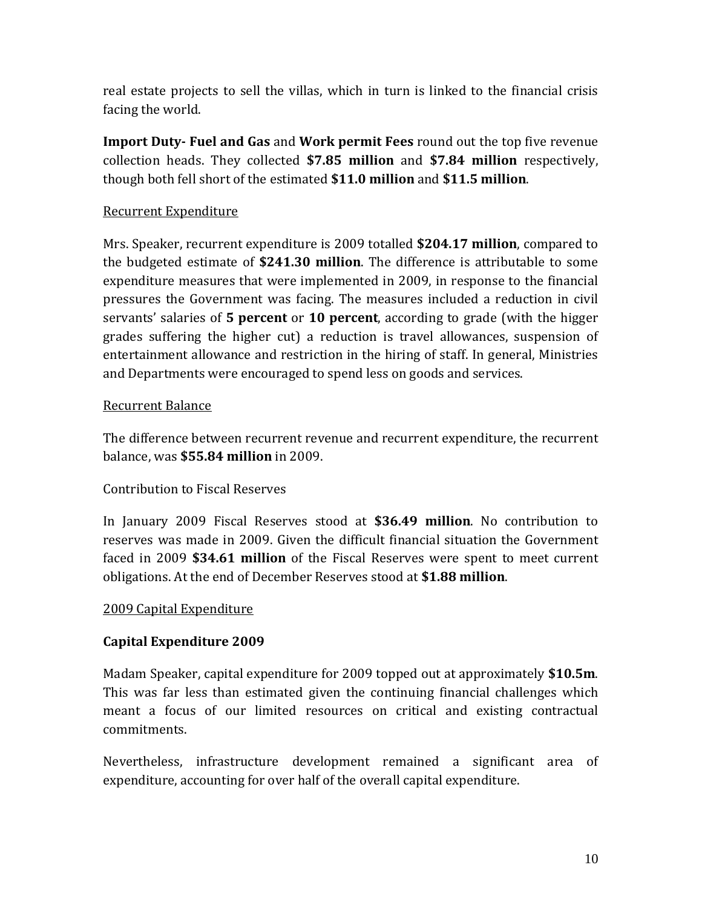real estate projects to sell the villas, which in turn is linked to the financial crisis facing the world.

**Import Duty- Fuel and Gas** and **Work permit Fees** round out the top five revenue collection heads. They collected **$7.85 million** and **$7.84 million** respectively, though both fell short of the estimated **$11.0 million** and **$11.5 million**.

<u>Recurrent Expenditure</u>

Mrs. Speaker, recurrent expenditure is 2009 totalled **$204.17 million**, compared to the budgeted estimate of **$241.30 million**. The difference is attributable to some expenditure measures that were implemented in 2009, in response to the financial pressures the Government was facing. The measures included a reduction in civil servants' salaries of **5 percent** or **10 percent**, according to grade (with the higger grades suffering the higher cut) a reduction is travel allowances, suspension of entertainment allowance and restriction in the hiring of staff. In general, Ministries and Departments were encouraged to spend less on goods and services.

<u>Recurrent Balance</u>

The difference between recurrent revenue and recurrent expenditure, the recurrent balance, was **$55.84 million** in 2009.

Contribution to Fiscal Reserves

In January 2009 Fiscal Reserves stood at **$36.49 million**. No contribution to reserves was made in 2009. Given the difficult financial situation the Government faced in 2009 **$34.61 million** of the Fiscal Reserves were spent to meet current obligations. At the end of December Reserves stood at **$1.88 million**.

<u>2009 Capital Expenditure</u>

**Capital Expenditure 2009**

Madam Speaker, capital expenditure for 2009 topped out at approximately **$10.5m**. This was far less than estimated given the continuing financial challenges which meant a focus of our limited resources on critical and existing contractual commitments.

Nevertheless, infrastructure development remained a significant area of expenditure, accounting for over half of the overall capital expenditure.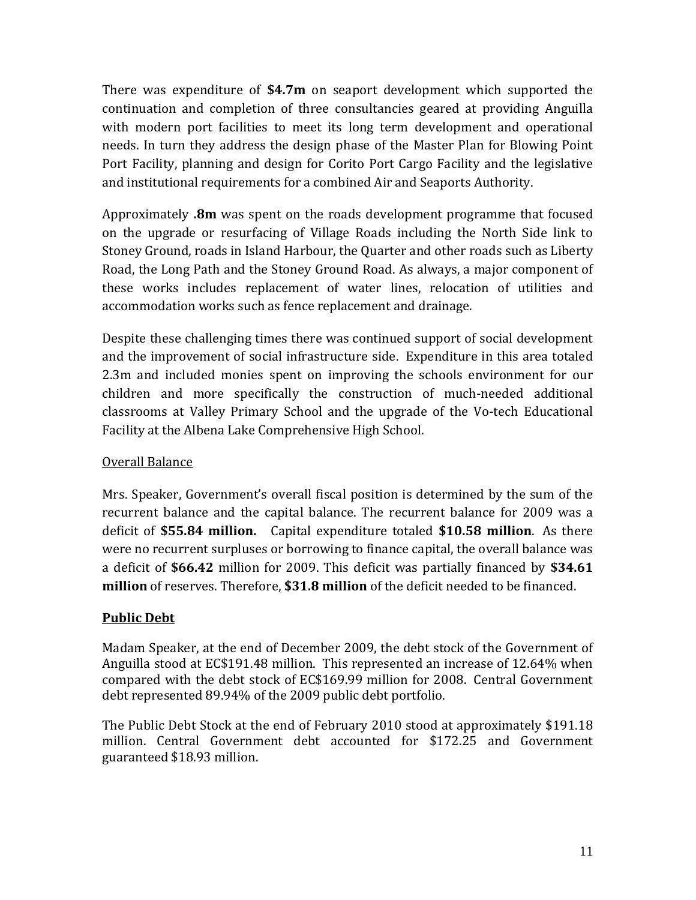There was expenditure of **$4.7m** on seaport development which supported the continuation and completion of three consultancies geared at providing Anguilla with modern port facilities to meet its long term development and operational needs. In turn they address the design phase of the Master Plan for Blowing Point Port Facility, planning and design for Corito Port Cargo Facility and the legislative and institutional requirements for a combined Air and Seaports Authority.

Approximately **.8m** was spent on the roads development programme that focused on the upgrade or resurfacing of Village Roads including the North Side link to Stoney Ground, roads in Island Harbour, the Quarter and other roads such as Liberty Road, the Long Path and the Stoney Ground Road. As always, a major component of these works includes replacement of water lines, relocation of utilities and accommodation works such as fence replacement and drainage.

Despite these challenging times there was continued support of social development and the improvement of social infrastructure side. Expenditure in this area totaled 2.3m and included monies spent on improving the schools environment for our children and more specifically the construction of much-needed additional classrooms at Valley Primary School and the upgrade of the Vo-tech Educational Facility at the Albena Lake Comprehensive High School.

Overall Balance

Mrs. Speaker, Government's overall fiscal position is determined by the sum of the recurrent balance and the capital balance. The recurrent balance for 2009 was a deficit of **$55.84 million.** Capital expenditure totaled **$10.58 million**. As there were no recurrent surpluses or borrowing to finance capital, the overall balance was a deficit of **$66.42** million for 2009. This deficit was partially financed by **$34.61 million** of reserves. Therefore, **$31.8 million** of the deficit needed to be financed.

## Public Debt

Madam Speaker, at the end of December 2009, the debt stock of the Government of Anguilla stood at EC$191.48 million. This represented an increase of 12.64% when compared with the debt stock of EC$169.99 million for 2008. Central Government debt represented 89.94% of the 2009 public debt portfolio.

The Public Debt Stock at the end of February 2010 stood at approximately $191.18 million. Central Government debt accounted for $172.25 and Government guaranteed $18.93 million.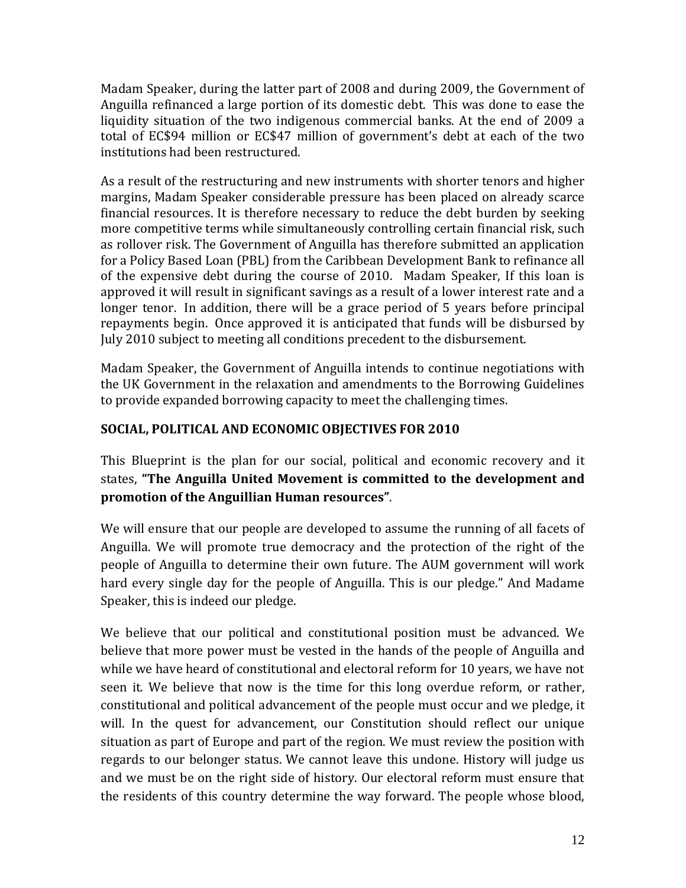Madam Speaker, during the latter part of 2008 and during 2009, the Government of Anguilla refinanced a large portion of its domestic debt. This was done to ease the liquidity situation of the two indigenous commercial banks. At the end of 2009 a total of EC$94 million or EC$47 million of government's debt at each of the two institutions had been restructured.

As a result of the restructuring and new instruments with shorter tenors and higher margins, Madam Speaker considerable pressure has been placed on already scarce financial resources. It is therefore necessary to reduce the debt burden by seeking more competitive terms while simultaneously controlling certain financial risk, such as rollover risk. The Government of Anguilla has therefore submitted an application for a Policy Based Loan (PBL) from the Caribbean Development Bank to refinance all of the expensive debt during the course of 2010. Madam Speaker, If this loan is approved it will result in significant savings as a result of a lower interest rate and a longer tenor. In addition, there will be a grace period of 5 years before principal repayments begin. Once approved it is anticipated that funds will be disbursed by July 2010 subject to meeting all conditions precedent to the disbursement.

Madam Speaker, the Government of Anguilla intends to continue negotiations with the UK Government in the relaxation and amendments to the Borrowing Guidelines to provide expanded borrowing capacity to meet the challenging times.

## SOCIAL, POLITICAL AND ECONOMIC OBJECTIVES FOR 2010

This Blueprint is the plan for our social, political and economic recovery and it states, **"The Anguilla United Movement is committed to the development and promotion of the Anguillian Human resources"**.

We will ensure that our people are developed to assume the running of all facets of Anguilla. We will promote true democracy and the protection of the right of the people of Anguilla to determine their own future. The AUM government will work hard every single day for the people of Anguilla. This is our pledge." And Madame Speaker, this is indeed our pledge.

We believe that our political and constitutional position must be advanced. We believe that more power must be vested in the hands of the people of Anguilla and while we have heard of constitutional and electoral reform for 10 years, we have not seen it. We believe that now is the time for this long overdue reform, or rather, constitutional and political advancement of the people must occur and we pledge, it will. In the quest for advancement, our Constitution should reflect our unique situation as part of Europe and part of the region. We must review the position with regards to our belonger status. We cannot leave this undone. History will judge us and we must be on the right side of history. Our electoral reform must ensure that the residents of this country determine the way forward. The people whose blood,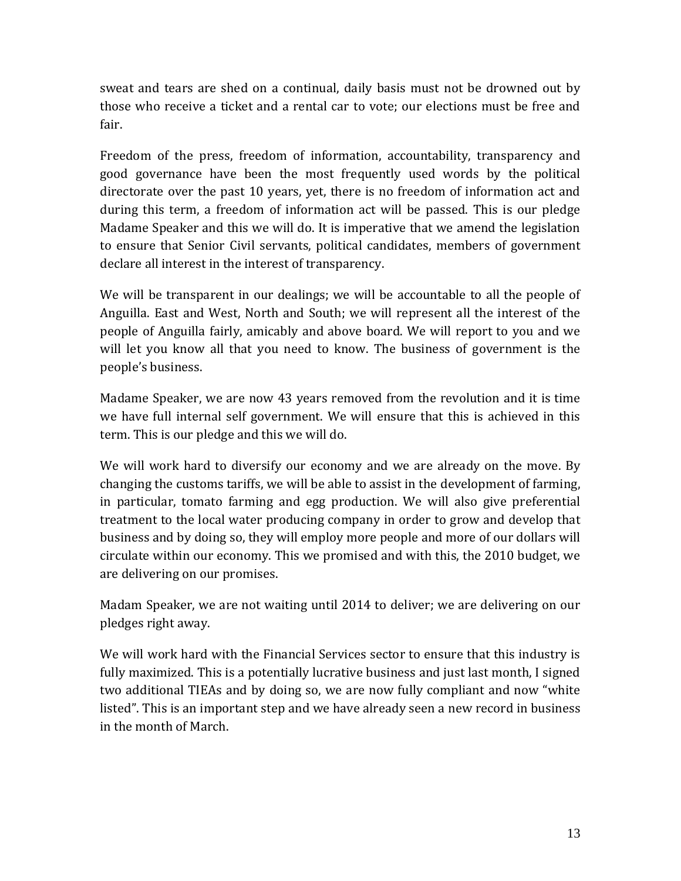sweat and tears are shed on a continual, daily basis must not be drowned out by those who receive a ticket and a rental car to vote; our elections must be free and fair.

Freedom of the press, freedom of information, accountability, transparency and good governance have been the most frequently used words by the political directorate over the past 10 years, yet, there is no freedom of information act and during this term, a freedom of information act will be passed. This is our pledge Madame Speaker and this we will do. It is imperative that we amend the legislation to ensure that Senior Civil servants, political candidates, members of government declare all interest in the interest of transparency.

We will be transparent in our dealings; we will be accountable to all the people of Anguilla. East and West, North and South; we will represent all the interest of the people of Anguilla fairly, amicably and above board. We will report to you and we will let you know all that you need to know. The business of government is the people's business.

Madame Speaker, we are now 43 years removed from the revolution and it is time we have full internal self government. We will ensure that this is achieved in this term. This is our pledge and this we will do.

We will work hard to diversify our economy and we are already on the move. By changing the customs tariffs, we will be able to assist in the development of farming, in particular, tomato farming and egg production. We will also give preferential treatment to the local water producing company in order to grow and develop that business and by doing so, they will employ more people and more of our dollars will circulate within our economy. This we promised and with this, the 2010 budget, we are delivering on our promises.

Madam Speaker, we are not waiting until 2014 to deliver; we are delivering on our pledges right away.

We will work hard with the Financial Services sector to ensure that this industry is fully maximized. This is a potentially lucrative business and just last month, I signed two additional TIEAs and by doing so, we are now fully compliant and now "white listed". This is an important step and we have already seen a new record in business in the month of March.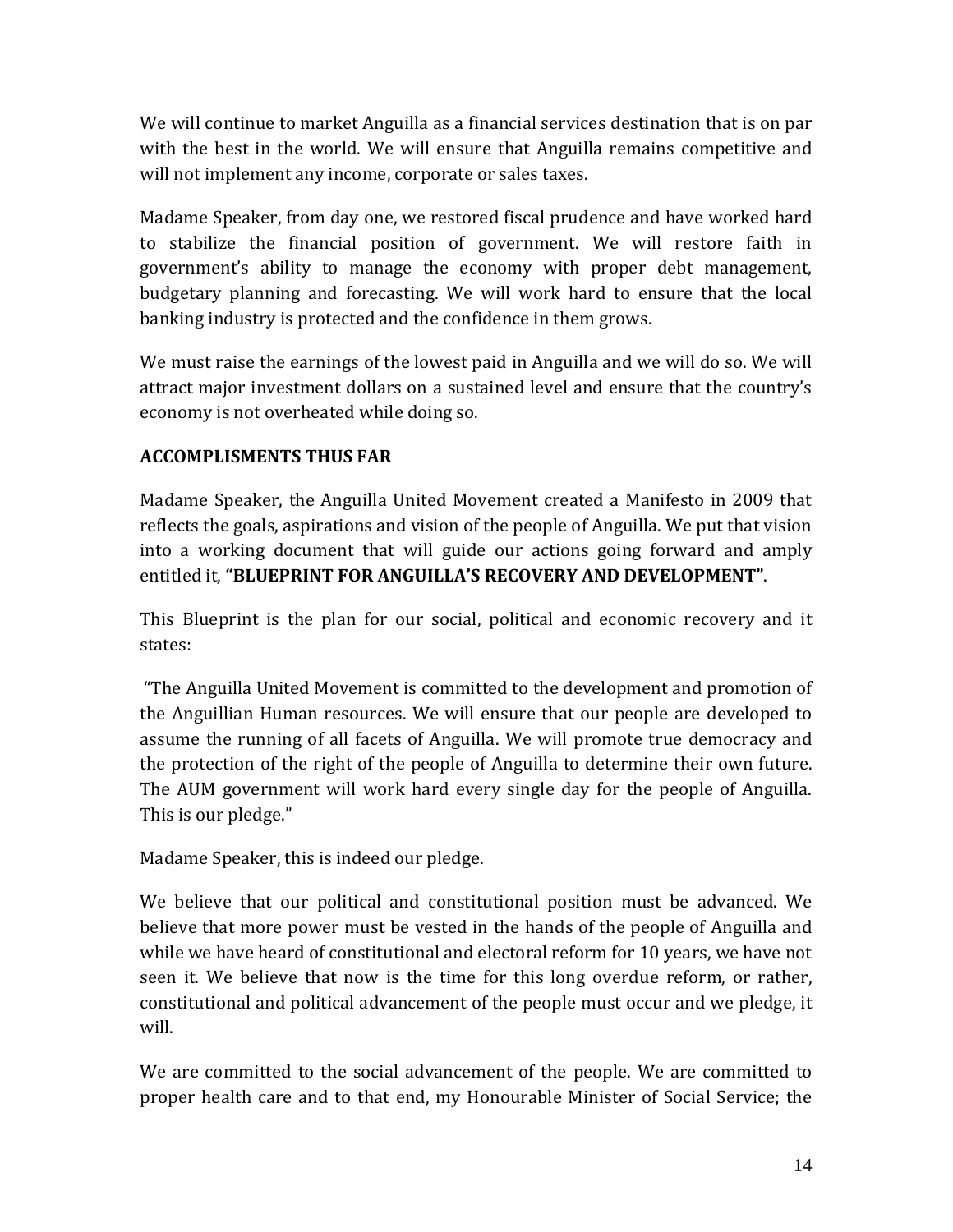We will continue to market Anguilla as a financial services destination that is on par with the best in the world. We will ensure that Anguilla remains competitive and will not implement any income, corporate or sales taxes.

Madame Speaker, from day one, we restored fiscal prudence and have worked hard to stabilize the financial position of government. We will restore faith in government's ability to manage the economy with proper debt management, budgetary planning and forecasting. We will work hard to ensure that the local banking industry is protected and the confidence in them grows.

We must raise the earnings of the lowest paid in Anguilla and we will do so. We will attract major investment dollars on a sustained level and ensure that the country's economy is not overheated while doing so.

**ACCOMPLISMENTS THUS FAR**

Madame Speaker, the Anguilla United Movement created a Manifesto in 2009 that reflects the goals, aspirations and vision of the people of Anguilla. We put that vision into a working document that will guide our actions going forward and amply entitled it, **"BLUEPRINT FOR ANGUILLA'S RECOVERY AND DEVELOPMENT"**.

This Blueprint is the plan for our social, political and economic recovery and it states:

"The Anguilla United Movement is committed to the development and promotion of the Anguillian Human resources. We will ensure that our people are developed to assume the running of all facets of Anguilla. We will promote true democracy and the protection of the right of the people of Anguilla to determine their own future. The AUM government will work hard every single day for the people of Anguilla. This is our pledge."

Madame Speaker, this is indeed our pledge.

We believe that our political and constitutional position must be advanced. We believe that more power must be vested in the hands of the people of Anguilla and while we have heard of constitutional and electoral reform for 10 years, we have not seen it. We believe that now is the time for this long overdue reform, or rather, constitutional and political advancement of the people must occur and we pledge, it will.

We are committed to the social advancement of the people. We are committed to proper health care and to that end, my Honourable Minister of Social Service; the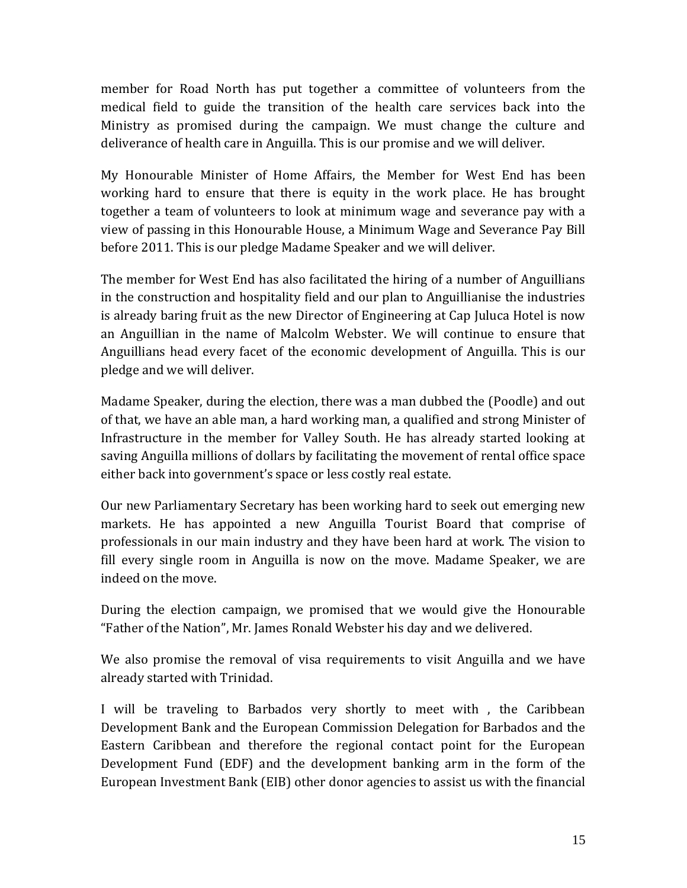member for Road North has put together a committee of volunteers from the medical field to guide the transition of the health care services back into the Ministry as promised during the campaign. We must change the culture and deliverance of health care in Anguilla. This is our promise and we will deliver.

My Honourable Minister of Home Affairs, the Member for West End has been working hard to ensure that there is equity in the work place. He has brought together a team of volunteers to look at minimum wage and severance pay with a view of passing in this Honourable House, a Minimum Wage and Severance Pay Bill before 2011. This is our pledge Madame Speaker and we will deliver.

The member for West End has also facilitated the hiring of a number of Anguillians in the construction and hospitality field and our plan to Anguillianise the industries is already baring fruit as the new Director of Engineering at Cap Juluca Hotel is now an Anguillian in the name of Malcolm Webster. We will continue to ensure that Anguillians head every facet of the economic development of Anguilla. This is our pledge and we will deliver.

Madame Speaker, during the election, there was a man dubbed the (Poodle) and out of that, we have an able man, a hard working man, a qualified and strong Minister of Infrastructure in the member for Valley South. He has already started looking at saving Anguilla millions of dollars by facilitating the movement of rental office space either back into government's space or less costly real estate.

Our new Parliamentary Secretary has been working hard to seek out emerging new markets. He has appointed a new Anguilla Tourist Board that comprise of professionals in our main industry and they have been hard at work. The vision to fill every single room in Anguilla is now on the move. Madame Speaker, we are indeed on the move.

During the election campaign, we promised that we would give the Honourable "Father of the Nation", Mr. James Ronald Webster his day and we delivered.

We also promise the removal of visa requirements to visit Anguilla and we have already started with Trinidad.

I will be traveling to Barbados very shortly to meet with , the Caribbean Development Bank and the European Commission Delegation for Barbados and the Eastern Caribbean and therefore the regional contact point for the European Development Fund (EDF) and the development banking arm in the form of the European Investment Bank (EIB) other donor agencies to assist us with the financial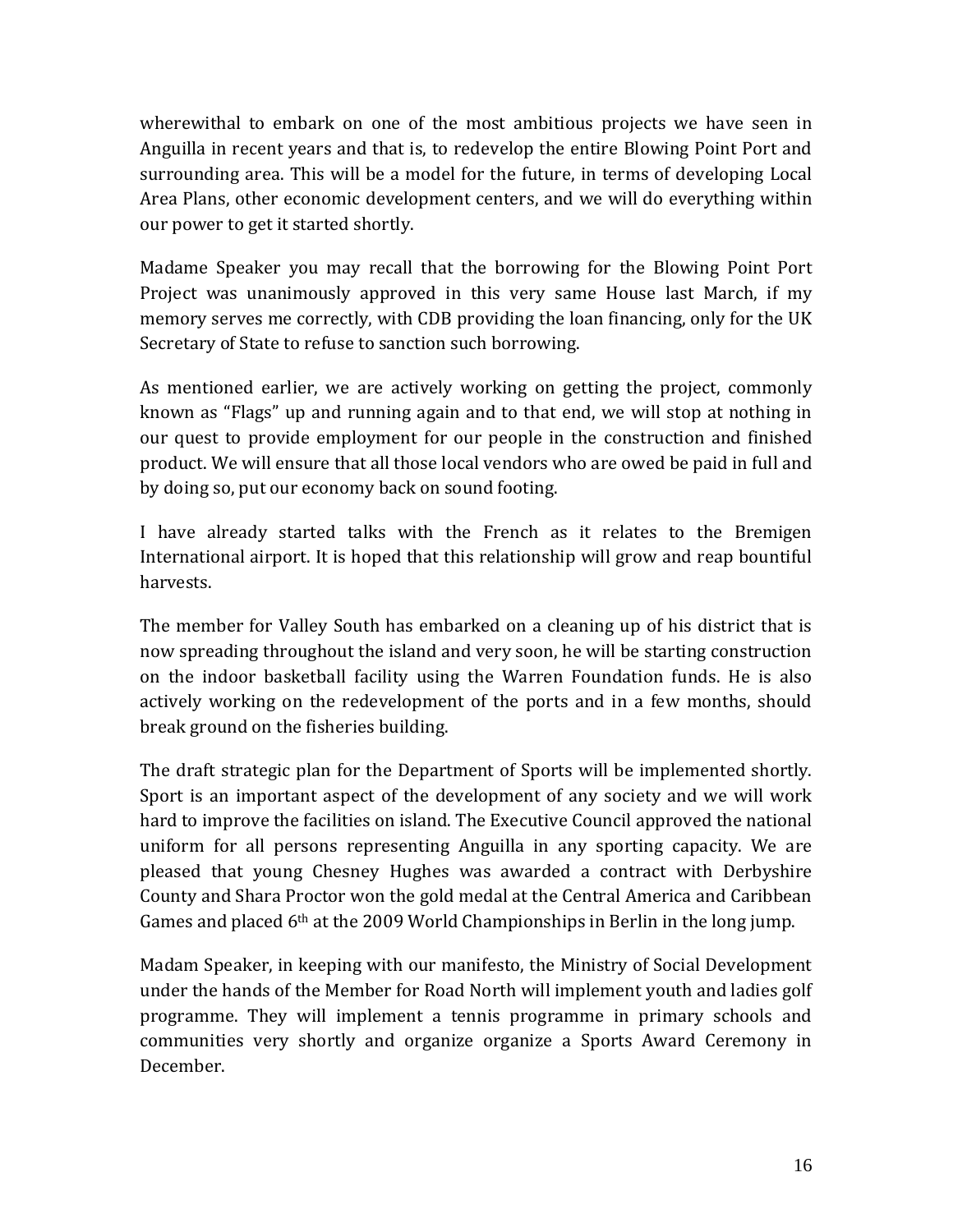wherewithal to embark on one of the most ambitious projects we have seen in Anguilla in recent years and that is, to redevelop the entire Blowing Point Port and surrounding area. This will be a model for the future, in terms of developing Local Area Plans, other economic development centers, and we will do everything within our power to get it started shortly.

Madame Speaker you may recall that the borrowing for the Blowing Point Port Project was unanimously approved in this very same House last March, if my memory serves me correctly, with CDB providing the loan financing, only for the UK Secretary of State to refuse to sanction such borrowing.

As mentioned earlier, we are actively working on getting the project, commonly known as "Flags" up and running again and to that end, we will stop at nothing in our quest to provide employment for our people in the construction and finished product. We will ensure that all those local vendors who are owed be paid in full and by doing so, put our economy back on sound footing.

I have already started talks with the French as it relates to the Bremigen International airport. It is hoped that this relationship will grow and reap bountiful harvests.

The member for Valley South has embarked on a cleaning up of his district that is now spreading throughout the island and very soon, he will be starting construction on the indoor basketball facility using the Warren Foundation funds. He is also actively working on the redevelopment of the ports and in a few months, should break ground on the fisheries building.

The draft strategic plan for the Department of Sports will be implemented shortly. Sport is an important aspect of the development of any society and we will work hard to improve the facilities on island. The Executive Council approved the national uniform for all persons representing Anguilla in any sporting capacity. We are pleased that young Chesney Hughes was awarded a contract with Derbyshire County and Shara Proctor won the gold medal at the Central America and Caribbean Games and placed 6th at the 2009 World Championships in Berlin in the long jump.

Madam Speaker, in keeping with our manifesto, the Ministry of Social Development under the hands of the Member for Road North will implement youth and ladies golf programme. They will implement a tennis programme in primary schools and communities very shortly and organize organize a Sports Award Ceremony in December.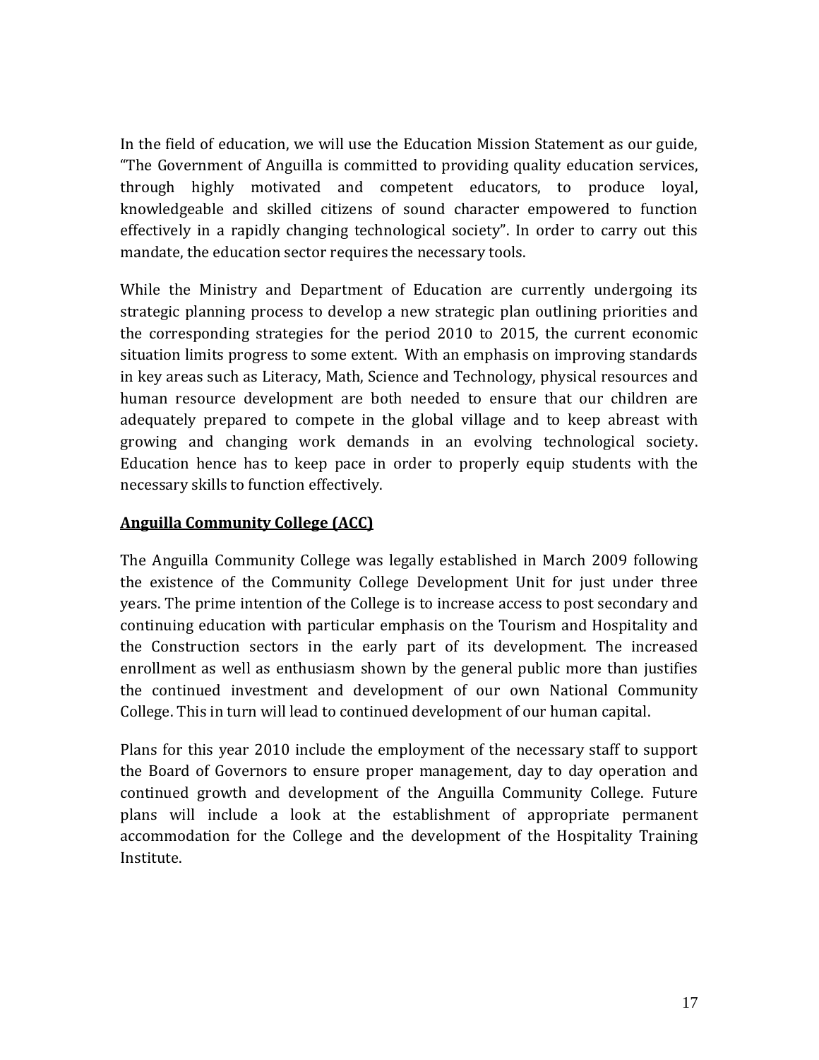In the field of education, we will use the Education Mission Statement as our guide, "The Government of Anguilla is committed to providing quality education services, through highly motivated and competent educators, to produce loyal, knowledgeable and skilled citizens of sound character empowered to function effectively in a rapidly changing technological society". In order to carry out this mandate, the education sector requires the necessary tools.

While the Ministry and Department of Education are currently undergoing its strategic planning process to develop a new strategic plan outlining priorities and the corresponding strategies for the period 2010 to 2015, the current economic situation limits progress to some extent. With an emphasis on improving standards in key areas such as Literacy, Math, Science and Technology, physical resources and human resource development are both needed to ensure that our children are adequately prepared to compete in the global village and to keep abreast with growing and changing work demands in an evolving technological society. Education hence has to keep pace in order to properly equip students with the necessary skills to function effectively.

**Anguilla Community College (ACC)**

The Anguilla Community College was legally established in March 2009 following the existence of the Community College Development Unit for just under three years. The prime intention of the College is to increase access to post secondary and continuing education with particular emphasis on the Tourism and Hospitality and the Construction sectors in the early part of its development. The increased enrollment as well as enthusiasm shown by the general public more than justifies the continued investment and development of our own National Community College. This in turn will lead to continued development of our human capital.

Plans for this year 2010 include the employment of the necessary staff to support the Board of Governors to ensure proper management, day to day operation and continued growth and development of the Anguilla Community College. Future plans will include a look at the establishment of appropriate permanent accommodation for the College and the development of the Hospitality Training Institute.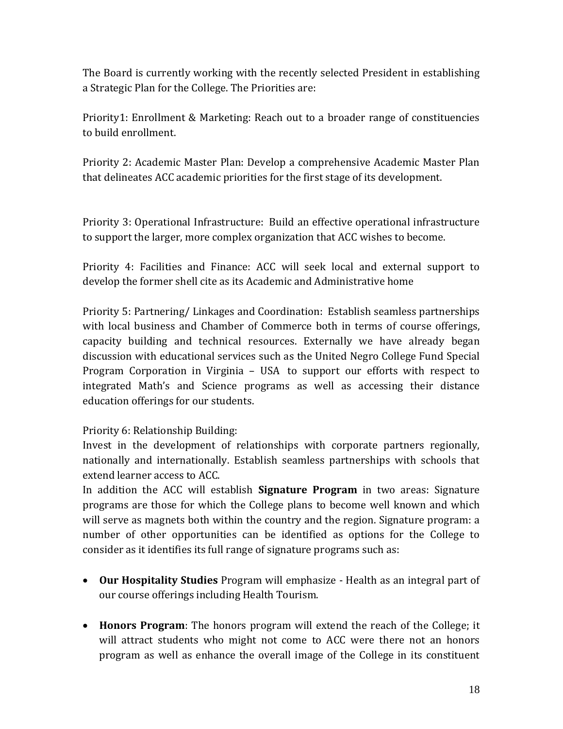The Board is currently working with the recently selected President in establishing a Strategic Plan for the College. The Priorities are:

Priority1: Enrollment & Marketing: Reach out to a broader range of constituencies to build enrollment.

Priority 2: Academic Master Plan: Develop a comprehensive Academic Master Plan that delineates ACC academic priorities for the first stage of its development.

Priority 3: Operational Infrastructure: Build an effective operational infrastructure to support the larger, more complex organization that ACC wishes to become.

Priority 4: Facilities and Finance: ACC will seek local and external support to develop the former shell cite as its Academic and Administrative home

Priority 5: Partnering/ Linkages and Coordination: Establish seamless partnerships with local business and Chamber of Commerce both in terms of course offerings, capacity building and technical resources. Externally we have already began discussion with educational services such as the United Negro College Fund Special Program Corporation in Virginia – USA to support our efforts with respect to integrated Math's and Science programs as well as accessing their distance education offerings for our students.

Priority 6: Relationship Building:
Invest in the development of relationships with corporate partners regionally, nationally and internationally. Establish seamless partnerships with schools that extend learner access to ACC.
In addition the ACC will establish **Signature Program** in two areas: Signature programs are those for which the College plans to become well known and which will serve as magnets both within the country and the region. Signature program: a number of other opportunities can be identified as options for the College to consider as it identifies its full range of signature programs such as:

- **Our Hospitality Studies** Program will emphasize - Health as an integral part of our course offerings including Health Tourism.

- **Honors Program**: The honors program will extend the reach of the College; it will attract students who might not come to ACC were there not an honors program as well as enhance the overall image of the College in its constituent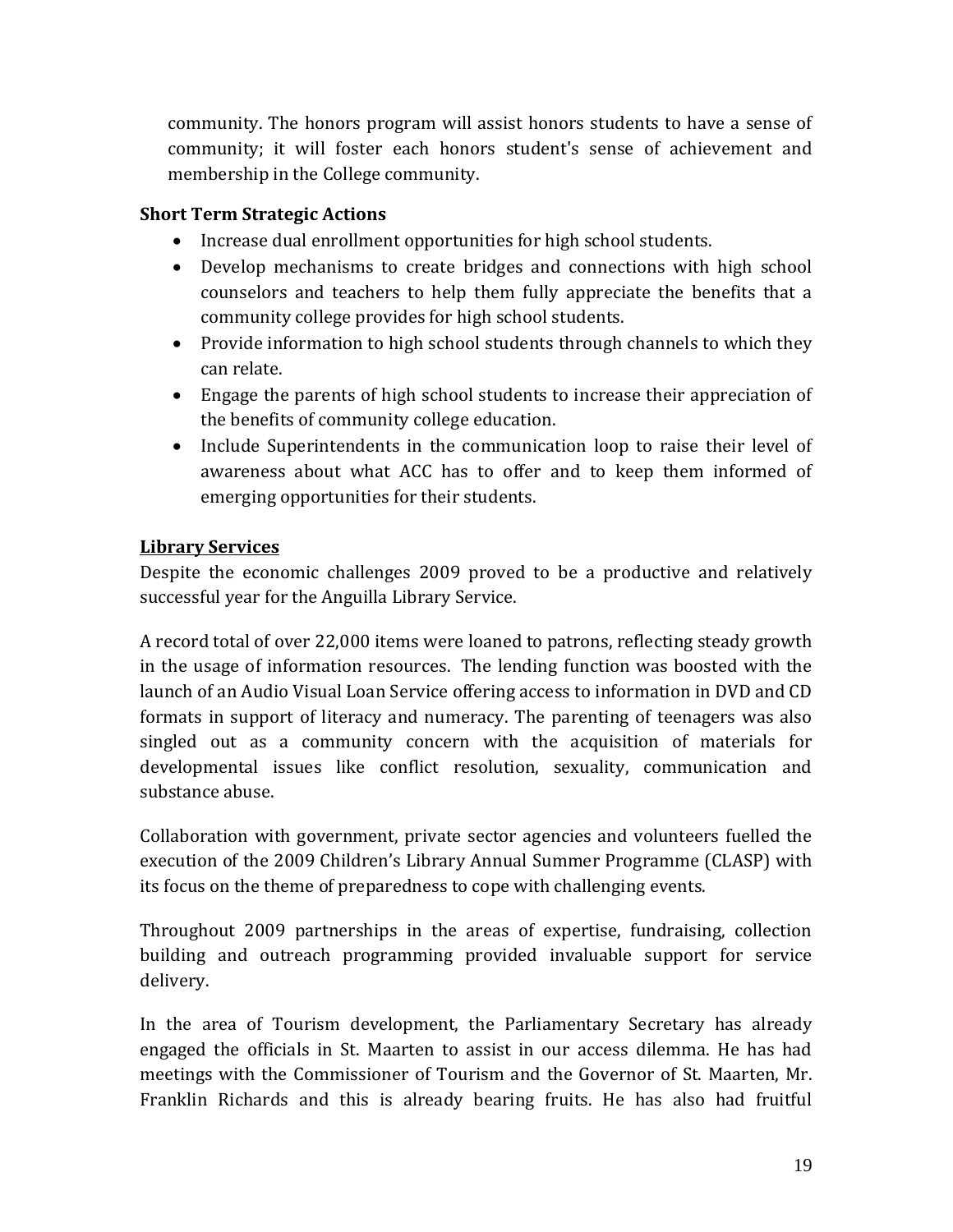community. The honors program will assist honors students to have a sense of community; it will foster each honors student's sense of achievement and membership in the College community.

**Short Term Strategic Actions**

- Increase dual enrollment opportunities for high school students.
- Develop mechanisms to create bridges and connections with high school counselors and teachers to help them fully appreciate the benefits that a community college provides for high school students.
- Provide information to high school students through channels to which they can relate.
- Engage the parents of high school students to increase their appreciation of the benefits of community college education.
- Include Superintendents in the communication loop to raise their level of awareness about what ACC has to offer and to keep them informed of emerging opportunities for their students.

**Library Services**

Despite the economic challenges 2009 proved to be a productive and relatively successful year for the Anguilla Library Service.

A record total of over 22,000 items were loaned to patrons, reflecting steady growth in the usage of information resources. The lending function was boosted with the launch of an Audio Visual Loan Service offering access to information in DVD and CD formats in support of literacy and numeracy. The parenting of teenagers was also singled out as a community concern with the acquisition of materials for developmental issues like conflict resolution, sexuality, communication and substance abuse.

Collaboration with government, private sector agencies and volunteers fuelled the execution of the 2009 Children's Library Annual Summer Programme (CLASP) with its focus on the theme of preparedness to cope with challenging events.

Throughout 2009 partnerships in the areas of expertise, fundraising, collection building and outreach programming provided invaluable support for service delivery.

In the area of Tourism development, the Parliamentary Secretary has already engaged the officials in St. Maarten to assist in our access dilemma. He has had meetings with the Commissioner of Tourism and the Governor of St. Maarten, Mr. Franklin Richards and this is already bearing fruits. He has also had fruitful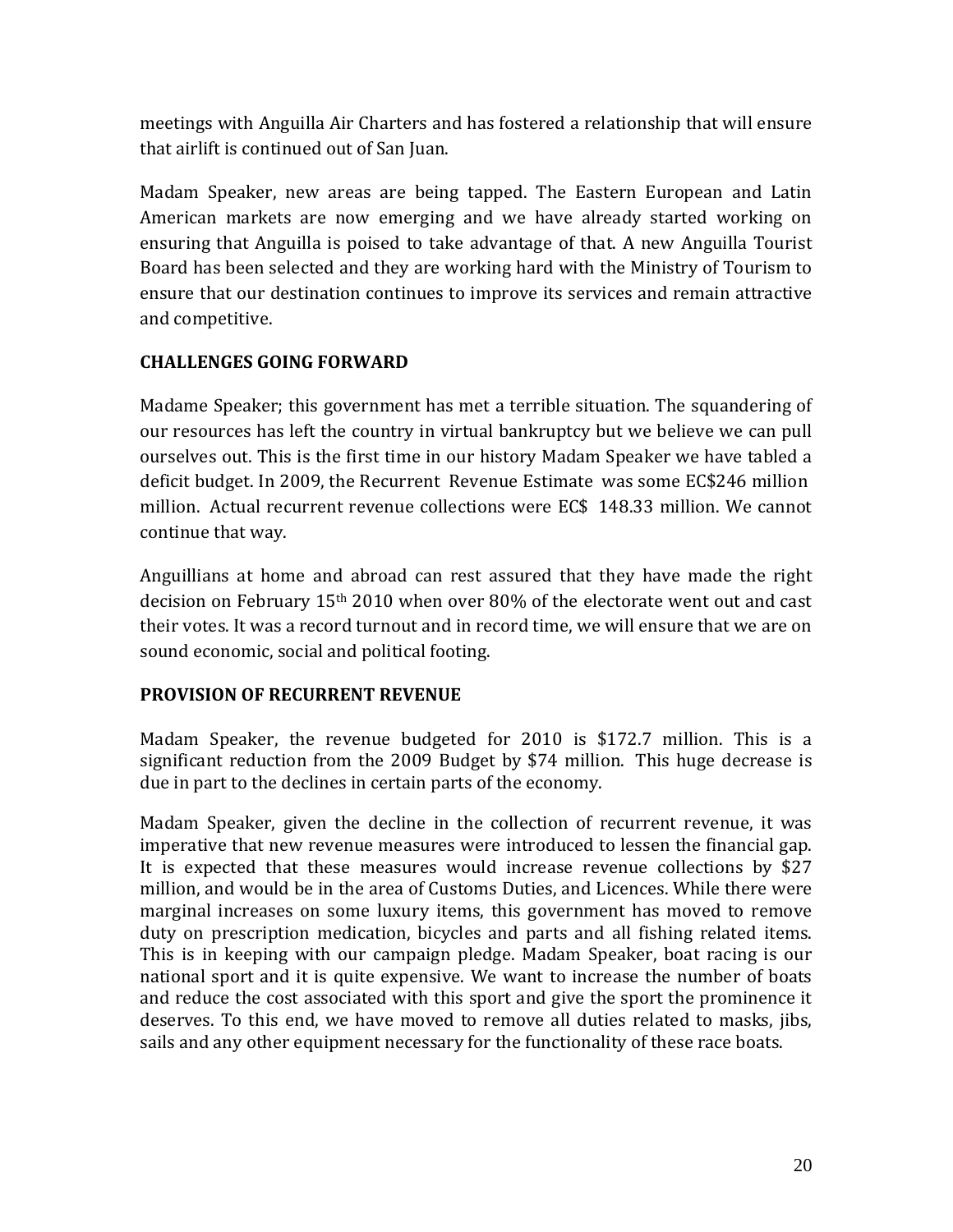meetings with Anguilla Air Charters and has fostered a relationship that will ensure that airlift is continued out of San Juan.

Madam Speaker, new areas are being tapped. The Eastern European and Latin American markets are now emerging and we have already started working on ensuring that Anguilla is poised to take advantage of that. A new Anguilla Tourist Board has been selected and they are working hard with the Ministry of Tourism to ensure that our destination continues to improve its services and remain attractive and competitive.

## CHALLENGES GOING FORWARD

Madame Speaker; this government has met a terrible situation. The squandering of our resources has left the country in virtual bankruptcy but we believe we can pull ourselves out. This is the first time in our history Madam Speaker we have tabled a deficit budget. In 2009, the Recurrent Revenue Estimate was some EC$246 million million. Actual recurrent revenue collections were EC$ 148.33 million. We cannot continue that way.

Anguillians at home and abroad can rest assured that they have made the right decision on February 15th 2010 when over 80% of the electorate went out and cast their votes. It was a record turnout and in record time, we will ensure that we are on sound economic, social and political footing.

## PROVISION OF RECURRENT REVENUE

Madam Speaker, the revenue budgeted for 2010 is $172.7 million. This is a significant reduction from the 2009 Budget by $74 million. This huge decrease is due in part to the declines in certain parts of the economy.

Madam Speaker, given the decline in the collection of recurrent revenue, it was imperative that new revenue measures were introduced to lessen the financial gap. It is expected that these measures would increase revenue collections by $27 million, and would be in the area of Customs Duties, and Licences. While there were marginal increases on some luxury items, this government has moved to remove duty on prescription medication, bicycles and parts and all fishing related items. This is in keeping with our campaign pledge. Madam Speaker, boat racing is our national sport and it is quite expensive. We want to increase the number of boats and reduce the cost associated with this sport and give the sport the prominence it deserves. To this end, we have moved to remove all duties related to masks, jibs, sails and any other equipment necessary for the functionality of these race boats.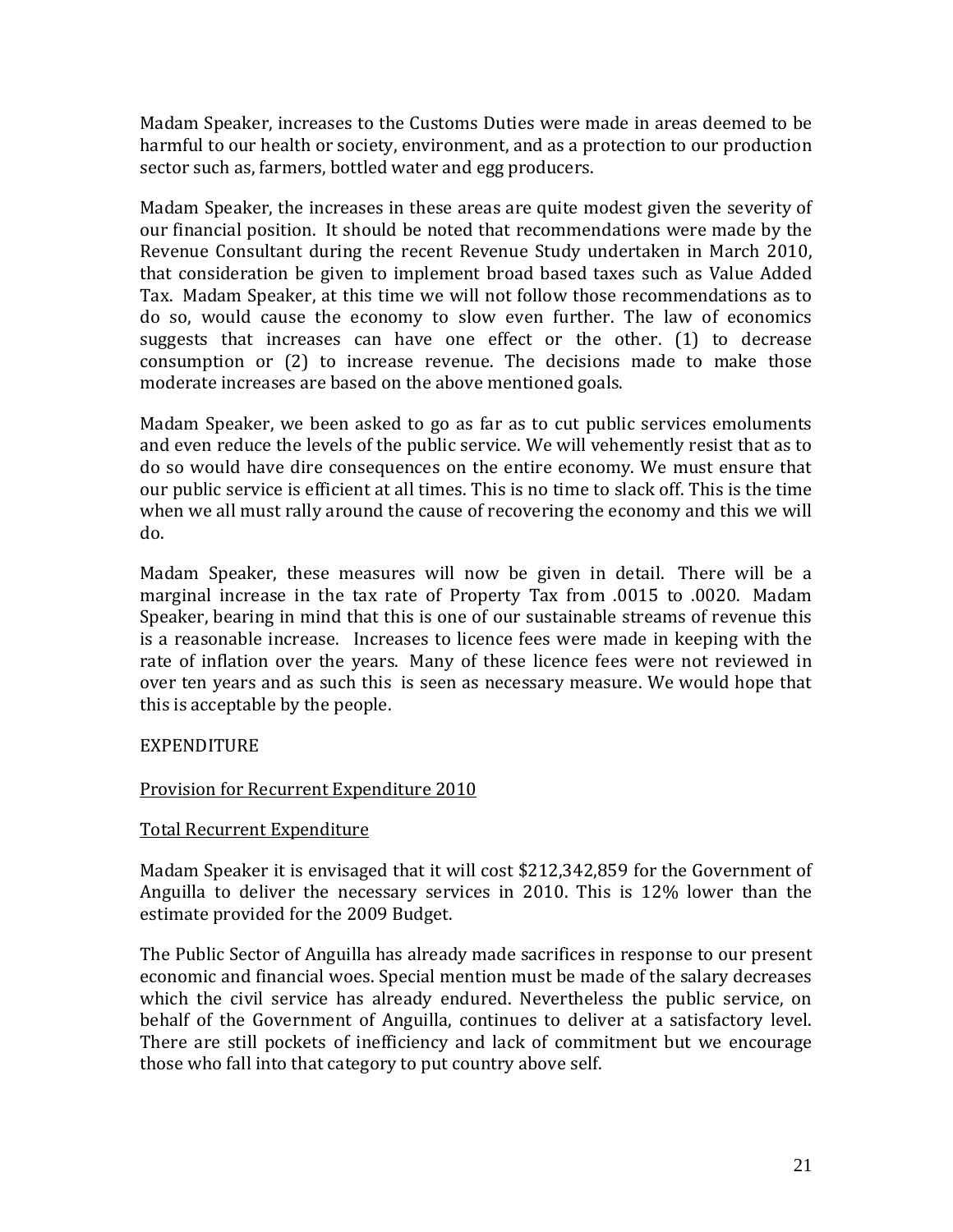Madam Speaker, increases to the Customs Duties were made in areas deemed to be harmful to our health or society, environment, and as a protection to our production sector such as, farmers, bottled water and egg producers.

Madam Speaker, the increases in these areas are quite modest given the severity of our financial position. It should be noted that recommendations were made by the Revenue Consultant during the recent Revenue Study undertaken in March 2010, that consideration be given to implement broad based taxes such as Value Added Tax. Madam Speaker, at this time we will not follow those recommendations as to do so, would cause the economy to slow even further. The law of economics suggests that increases can have one effect or the other. (1) to decrease consumption or (2) to increase revenue. The decisions made to make those moderate increases are based on the above mentioned goals.

Madam Speaker, we been asked to go as far as to cut public services emoluments and even reduce the levels of the public service. We will vehemently resist that as to do so would have dire consequences on the entire economy. We must ensure that our public service is efficient at all times. This is no time to slack off. This is the time when we all must rally around the cause of recovering the economy and this we will do.

Madam Speaker, these measures will now be given in detail. There will be a marginal increase in the tax rate of Property Tax from .0015 to .0020. Madam Speaker, bearing in mind that this is one of our sustainable streams of revenue this is a reasonable increase. Increases to licence fees were made in keeping with the rate of inflation over the years. Many of these licence fees were not reviewed in over ten years and as such this is seen as necessary measure. We would hope that this is acceptable by the people.

EXPENDITURE

<u>Provision for Recurrent Expenditure 2010</u>

<u>Total Recurrent Expenditure</u>

Madam Speaker it is envisaged that it will cost $212,342,859 for the Government of Anguilla to deliver the necessary services in 2010. This is 12% lower than the estimate provided for the 2009 Budget.

The Public Sector of Anguilla has already made sacrifices in response to our present economic and financial woes. Special mention must be made of the salary decreases which the civil service has already endured. Nevertheless the public service, on behalf of the Government of Anguilla, continues to deliver at a satisfactory level. There are still pockets of inefficiency and lack of commitment but we encourage those who fall into that category to put country above self.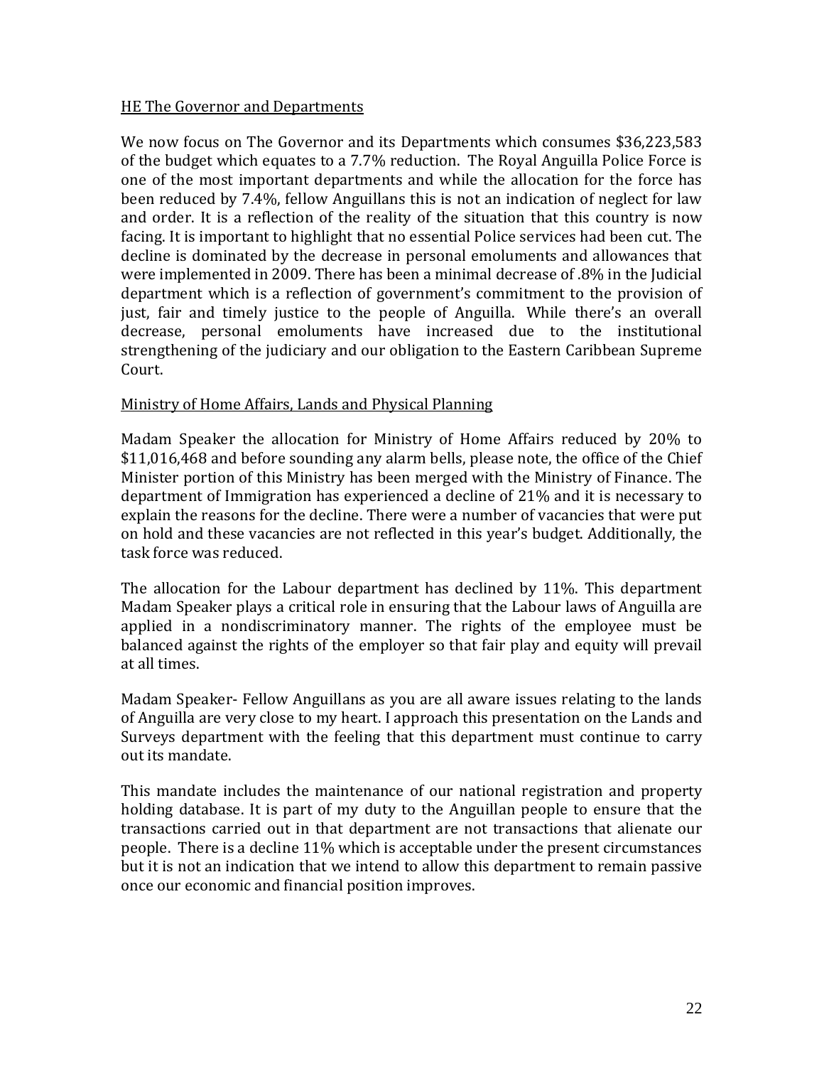HE The Governor and Departments

We now focus on The Governor and its Departments which consumes $36,223,583 of the budget which equates to a 7.7% reduction. The Royal Anguilla Police Force is one of the most important departments and while the allocation for the force has been reduced by 7.4%, fellow Anguillans this is not an indication of neglect for law and order. It is a reflection of the reality of the situation that this country is now facing. It is important to highlight that no essential Police services had been cut. The decline is dominated by the decrease in personal emoluments and allowances that were implemented in 2009. There has been a minimal decrease of .8% in the Judicial department which is a reflection of government's commitment to the provision of just, fair and timely justice to the people of Anguilla. While there's an overall decrease, personal emoluments have increased due to the institutional strengthening of the judiciary and our obligation to the Eastern Caribbean Supreme Court.

Ministry of Home Affairs, Lands and Physical Planning

Madam Speaker the allocation for Ministry of Home Affairs reduced by 20% to $11,016,468 and before sounding any alarm bells, please note, the office of the Chief Minister portion of this Ministry has been merged with the Ministry of Finance. The department of Immigration has experienced a decline of 21% and it is necessary to explain the reasons for the decline. There were a number of vacancies that were put on hold and these vacancies are not reflected in this year's budget. Additionally, the task force was reduced.

The allocation for the Labour department has declined by 11%. This department Madam Speaker plays a critical role in ensuring that the Labour laws of Anguilla are applied in a nondiscriminatory manner. The rights of the employee must be balanced against the rights of the employer so that fair play and equity will prevail at all times.

Madam Speaker- Fellow Anguillans as you are all aware issues relating to the lands of Anguilla are very close to my heart. I approach this presentation on the Lands and Surveys department with the feeling that this department must continue to carry out its mandate.

This mandate includes the maintenance of our national registration and property holding database. It is part of my duty to the Anguillan people to ensure that the transactions carried out in that department are not transactions that alienate our people. There is a decline 11% which is acceptable under the present circumstances but it is not an indication that we intend to allow this department to remain passive once our economic and financial position improves.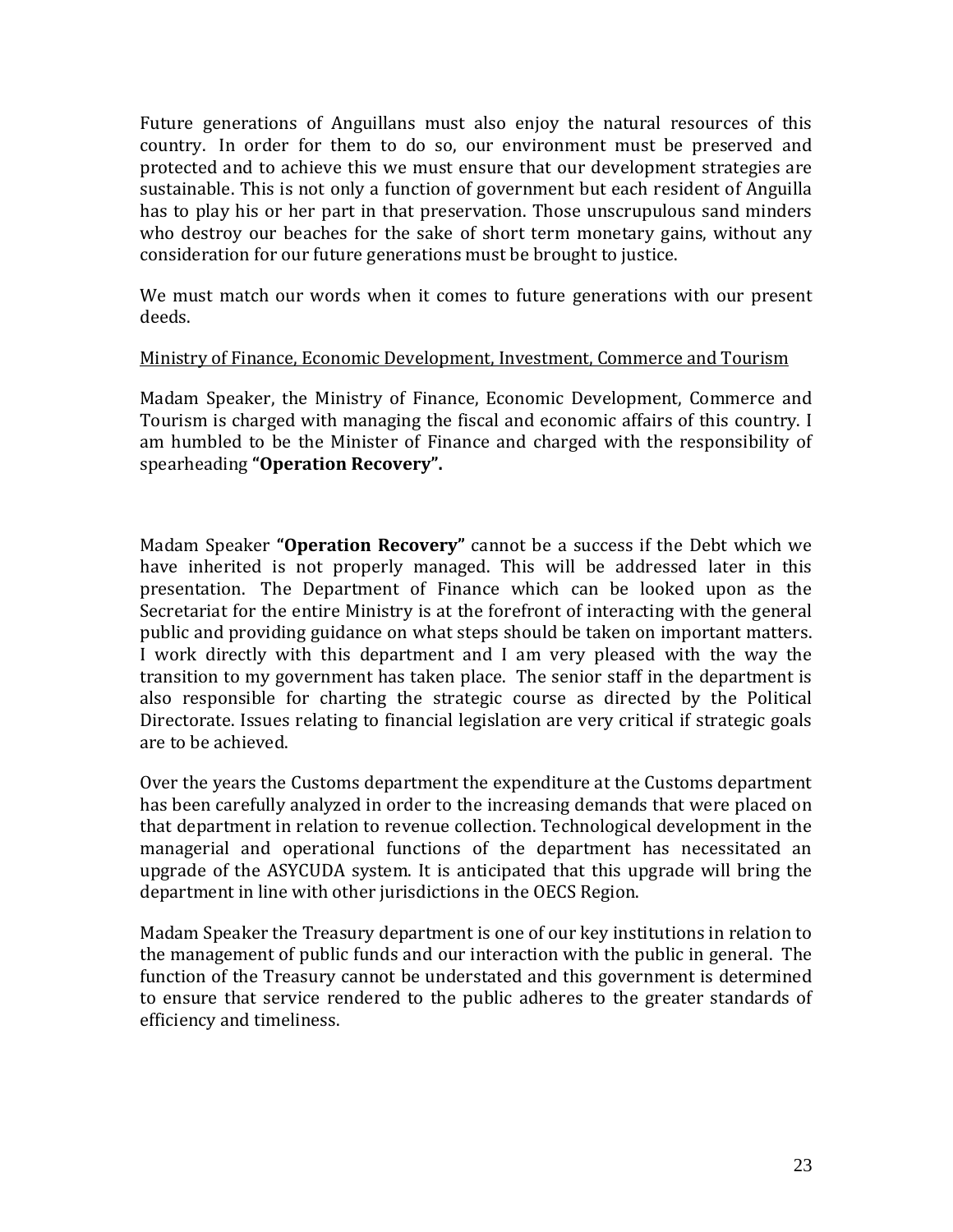Future generations of Anguillans must also enjoy the natural resources of this country. In order for them to do so, our environment must be preserved and protected and to achieve this we must ensure that our development strategies are sustainable. This is not only a function of government but each resident of Anguilla has to play his or her part in that preservation. Those unscrupulous sand minders who destroy our beaches for the sake of short term monetary gains, without any consideration for our future generations must be brought to justice.

We must match our words when it comes to future generations with our present deeds.

<u>Ministry of Finance, Economic Development, Investment, Commerce and Tourism</u>

Madam Speaker, the Ministry of Finance, Economic Development, Commerce and Tourism is charged with managing the fiscal and economic affairs of this country. I am humbled to be the Minister of Finance and charged with the responsibility of spearheading **"Operation Recovery".**

Madam Speaker **"Operation Recovery"** cannot be a success if the Debt which we have inherited is not properly managed. This will be addressed later in this presentation. The Department of Finance which can be looked upon as the Secretariat for the entire Ministry is at the forefront of interacting with the general public and providing guidance on what steps should be taken on important matters. I work directly with this department and I am very pleased with the way the transition to my government has taken place. The senior staff in the department is also responsible for charting the strategic course as directed by the Political Directorate. Issues relating to financial legislation are very critical if strategic goals are to be achieved.

Over the years the Customs department the expenditure at the Customs department has been carefully analyzed in order to the increasing demands that were placed on that department in relation to revenue collection. Technological development in the managerial and operational functions of the department has necessitated an upgrade of the ASYCUDA system. It is anticipated that this upgrade will bring the department in line with other jurisdictions in the OECS Region.

Madam Speaker the Treasury department is one of our key institutions in relation to the management of public funds and our interaction with the public in general. The function of the Treasury cannot be understated and this government is determined to ensure that service rendered to the public adheres to the greater standards of efficiency and timeliness.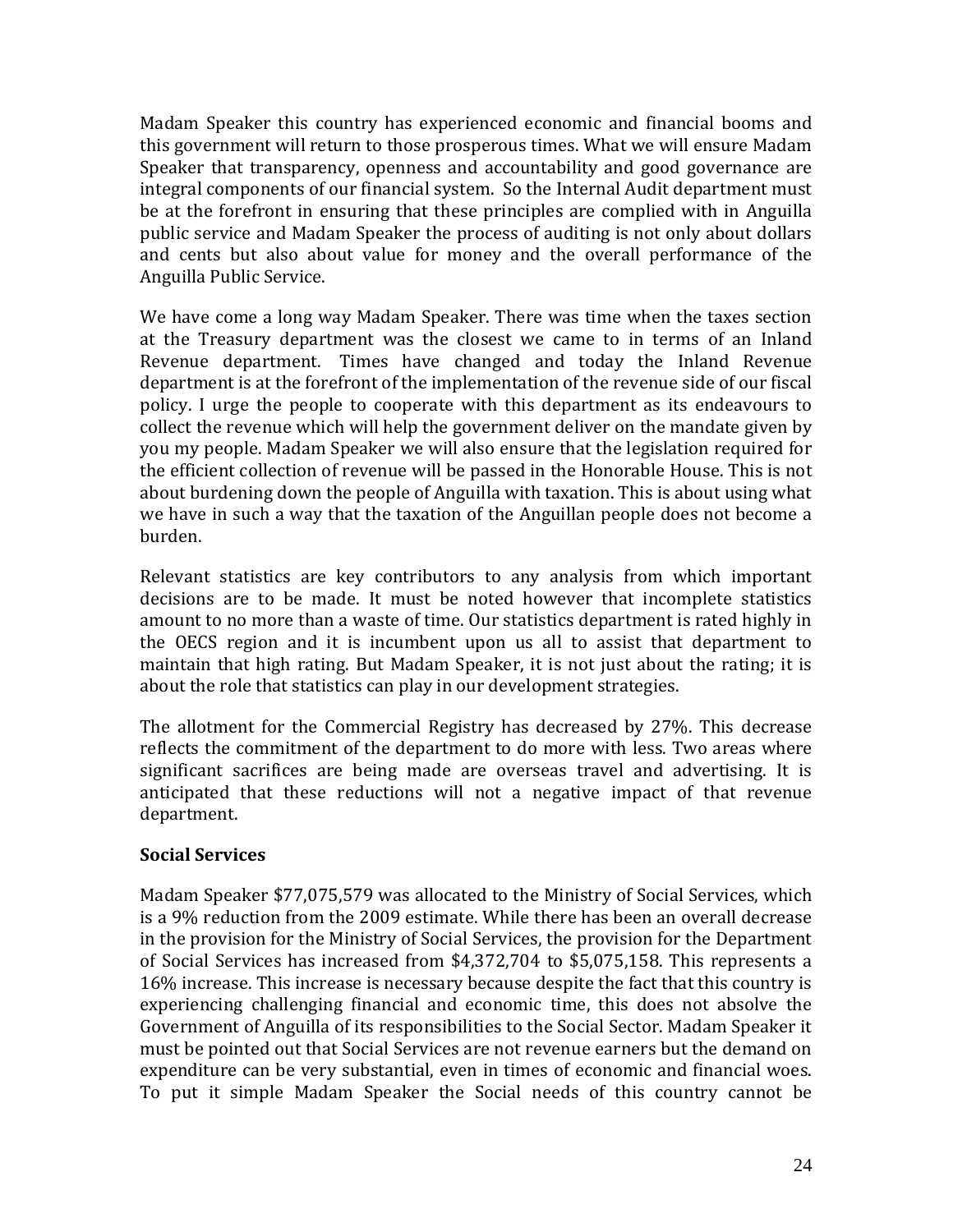Madam Speaker this country has experienced economic and financial booms and this government will return to those prosperous times. What we will ensure Madam Speaker that transparency, openness and accountability and good governance are integral components of our financial system. So the Internal Audit department must be at the forefront in ensuring that these principles are complied with in Anguilla public service and Madam Speaker the process of auditing is not only about dollars and cents but also about value for money and the overall performance of the Anguilla Public Service.

We have come a long way Madam Speaker. There was time when the taxes section at the Treasury department was the closest we came to in terms of an Inland Revenue department. Times have changed and today the Inland Revenue department is at the forefront of the implementation of the revenue side of our fiscal policy. I urge the people to cooperate with this department as its endeavours to collect the revenue which will help the government deliver on the mandate given by you my people. Madam Speaker we will also ensure that the legislation required for the efficient collection of revenue will be passed in the Honorable House. This is not about burdening down the people of Anguilla with taxation. This is about using what we have in such a way that the taxation of the Anguillan people does not become a burden.

Relevant statistics are key contributors to any analysis from which important decisions are to be made. It must be noted however that incomplete statistics amount to no more than a waste of time. Our statistics department is rated highly in the OECS region and it is incumbent upon us all to assist that department to maintain that high rating. But Madam Speaker, it is not just about the rating; it is about the role that statistics can play in our development strategies.

The allotment for the Commercial Registry has decreased by 27%. This decrease reflects the commitment of the department to do more with less. Two areas where significant sacrifices are being made are overseas travel and advertising. It is anticipated that these reductions will not a negative impact of that revenue department.

**Social Services**

Madam Speaker $77,075,579 was allocated to the Ministry of Social Services, which is a 9% reduction from the 2009 estimate. While there has been an overall decrease in the provision for the Ministry of Social Services, the provision for the Department of Social Services has increased from $4,372,704 to $5,075,158. This represents a 16% increase. This increase is necessary because despite the fact that this country is experiencing challenging financial and economic time, this does not absolve the Government of Anguilla of its responsibilities to the Social Sector. Madam Speaker it must be pointed out that Social Services are not revenue earners but the demand on expenditure can be very substantial, even in times of economic and financial woes. To put it simple Madam Speaker the Social needs of this country cannot be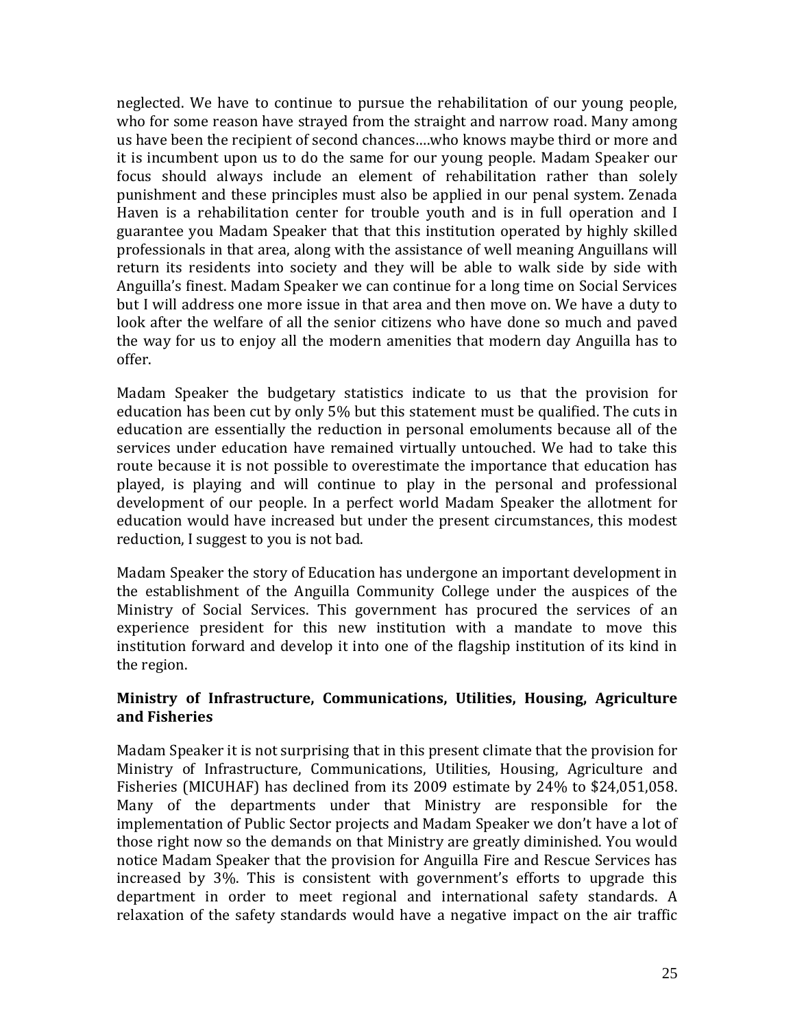neglected. We have to continue to pursue the rehabilitation of our young people, who for some reason have strayed from the straight and narrow road. Many among us have been the recipient of second chances….who knows maybe third or more and it is incumbent upon us to do the same for our young people. Madam Speaker our focus should always include an element of rehabilitation rather than solely punishment and these principles must also be applied in our penal system. Zenada Haven is a rehabilitation center for trouble youth and is in full operation and I guarantee you Madam Speaker that that this institution operated by highly skilled professionals in that area, along with the assistance of well meaning Anguillans will return its residents into society and they will be able to walk side by side with Anguilla's finest. Madam Speaker we can continue for a long time on Social Services but I will address one more issue in that area and then move on. We have a duty to look after the welfare of all the senior citizens who have done so much and paved the way for us to enjoy all the modern amenities that modern day Anguilla has to offer.

Madam Speaker the budgetary statistics indicate to us that the provision for education has been cut by only 5% but this statement must be qualified. The cuts in education are essentially the reduction in personal emoluments because all of the services under education have remained virtually untouched. We had to take this route because it is not possible to overestimate the importance that education has played, is playing and will continue to play in the personal and professional development of our people. In a perfect world Madam Speaker the allotment for education would have increased but under the present circumstances, this modest reduction, I suggest to you is not bad.

Madam Speaker the story of Education has undergone an important development in the establishment of the Anguilla Community College under the auspices of the Ministry of Social Services. This government has procured the services of an experience president for this new institution with a mandate to move this institution forward and develop it into one of the flagship institution of its kind in the region.

**Ministry of Infrastructure, Communications, Utilities, Housing, Agriculture and Fisheries**

Madam Speaker it is not surprising that in this present climate that the provision for Ministry of Infrastructure, Communications, Utilities, Housing, Agriculture and Fisheries (MICUHAF) has declined from its 2009 estimate by 24% to $24,051,058. Many of the departments under that Ministry are responsible for the implementation of Public Sector projects and Madam Speaker we don't have a lot of those right now so the demands on that Ministry are greatly diminished. You would notice Madam Speaker that the provision for Anguilla Fire and Rescue Services has increased by 3%. This is consistent with government's efforts to upgrade this department in order to meet regional and international safety standards. A relaxation of the safety standards would have a negative impact on the air traffic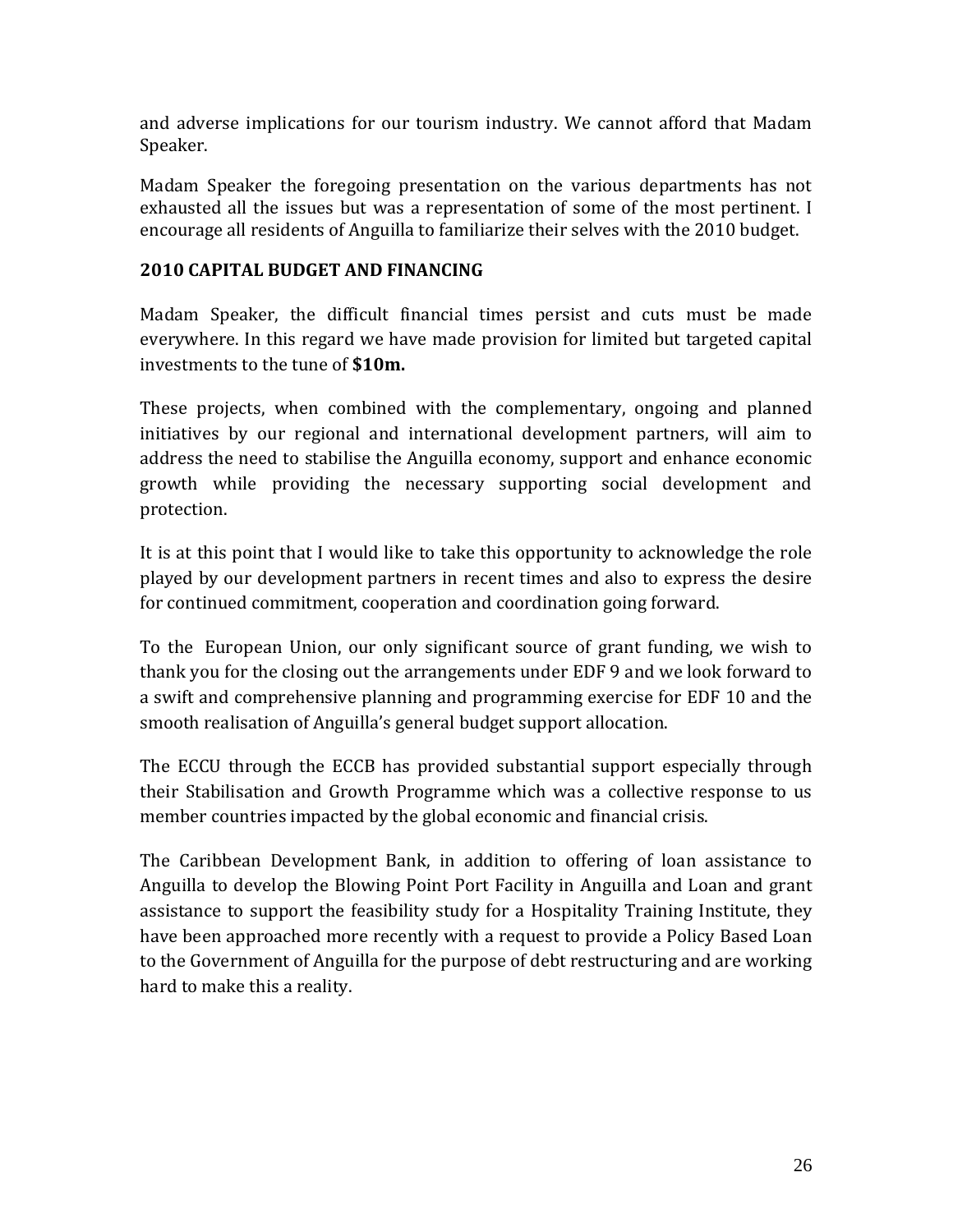and adverse implications for our tourism industry. We cannot afford that Madam Speaker.

Madam Speaker the foregoing presentation on the various departments has not exhausted all the issues but was a representation of some of the most pertinent. I encourage all residents of Anguilla to familiarize their selves with the 2010 budget.

## 2010 CAPITAL BUDGET AND FINANCING

Madam Speaker, the difficult financial times persist and cuts must be made everywhere. In this regard we have made provision for limited but targeted capital investments to the tune of **$10m.**

These projects, when combined with the complementary, ongoing and planned initiatives by our regional and international development partners, will aim to address the need to stabilise the Anguilla economy, support and enhance economic growth while providing the necessary supporting social development and protection.

It is at this point that I would like to take this opportunity to acknowledge the role played by our development partners in recent times and also to express the desire for continued commitment, cooperation and coordination going forward.

To the European Union, our only significant source of grant funding, we wish to thank you for the closing out the arrangements under EDF 9 and we look forward to a swift and comprehensive planning and programming exercise for EDF 10 and the smooth realisation of Anguilla's general budget support allocation.

The ECCU through the ECCB has provided substantial support especially through their Stabilisation and Growth Programme which was a collective response to us member countries impacted by the global economic and financial crisis.

The Caribbean Development Bank, in addition to offering of loan assistance to Anguilla to develop the Blowing Point Port Facility in Anguilla and Loan and grant assistance to support the feasibility study for a Hospitality Training Institute, they have been approached more recently with a request to provide a Policy Based Loan to the Government of Anguilla for the purpose of debt restructuring and are working hard to make this a reality.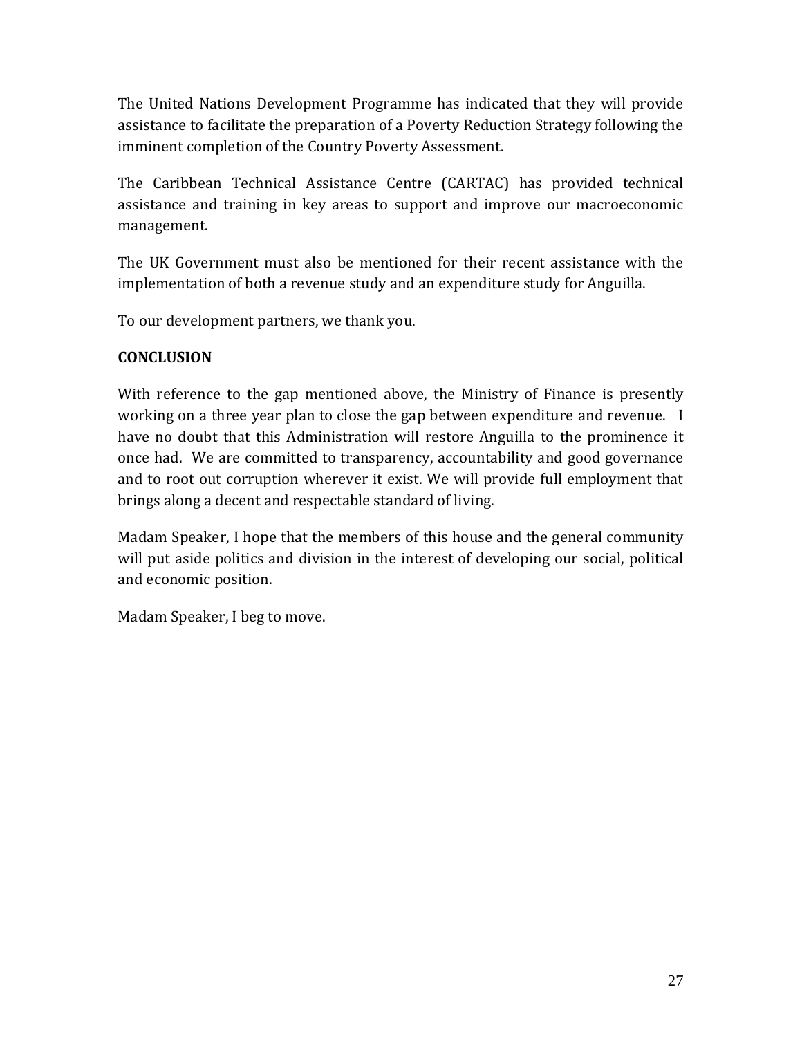The United Nations Development Programme has indicated that they will provide assistance to facilitate the preparation of a Poverty Reduction Strategy following the imminent completion of the Country Poverty Assessment.

The Caribbean Technical Assistance Centre (CARTAC) has provided technical assistance and training in key areas to support and improve our macroeconomic management.

The UK Government must also be mentioned for their recent assistance with the implementation of both a revenue study and an expenditure study for Anguilla.

To our development partners, we thank you.

**CONCLUSION**

With reference to the gap mentioned above, the Ministry of Finance is presently working on a three year plan to close the gap between expenditure and revenue. I have no doubt that this Administration will restore Anguilla to the prominence it once had. We are committed to transparency, accountability and good governance and to root out corruption wherever it exist. We will provide full employment that brings along a decent and respectable standard of living.

Madam Speaker, I hope that the members of this house and the general community will put aside politics and division in the interest of developing our social, political and economic position.

Madam Speaker, I beg to move.